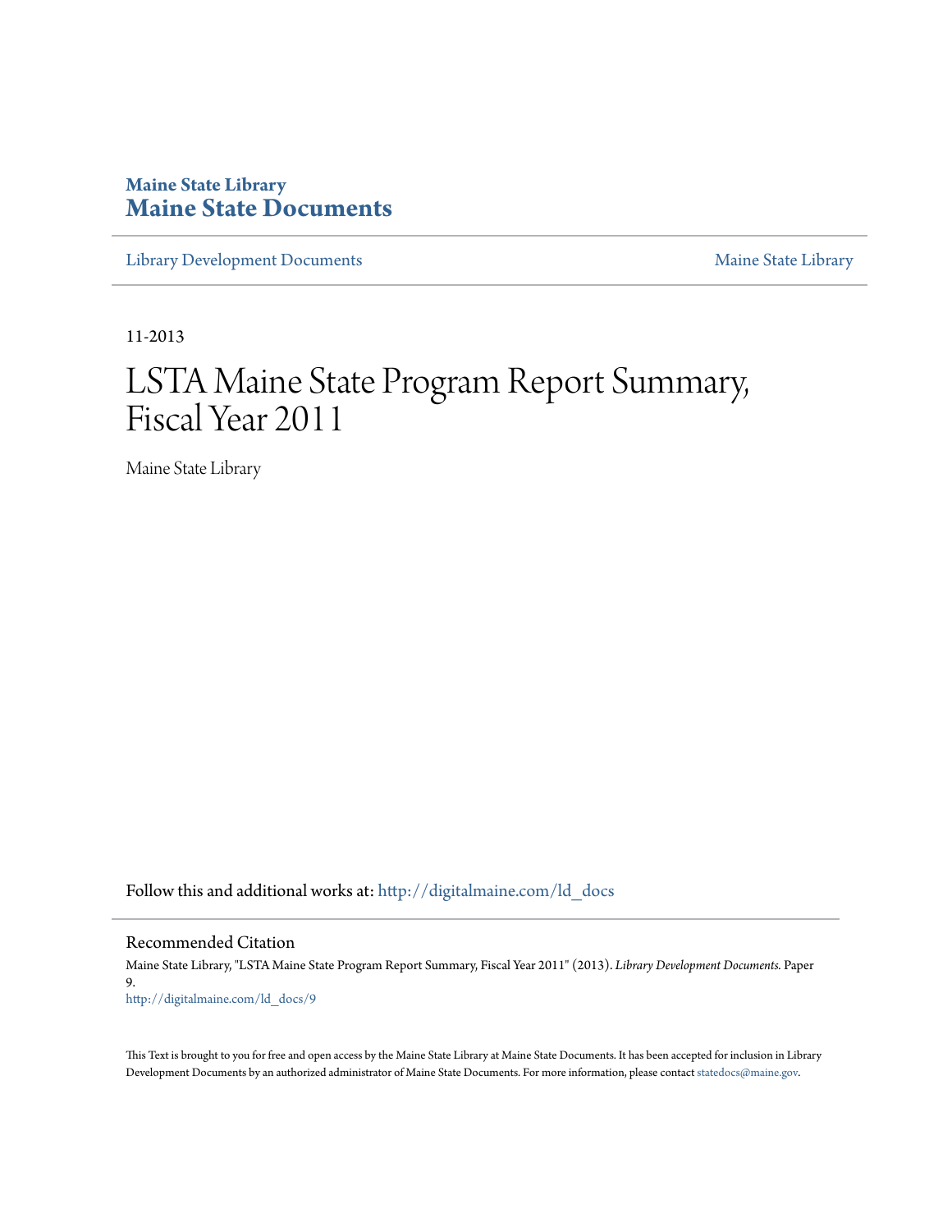**Maine State Library**
# Maine State Documents

Library Development Documents | Maine State Library

11-2013

# LSTA Maine State Program Report Summary, Fiscal Year 2011

Maine State Library

Follow this and additional works at: http://digitalmaine.com/ld_docs

### Recommended Citation

Maine State Library, "LSTA Maine State Program Report Summary, Fiscal Year 2011" (2013). *Library Development Documents.* Paper 9.
http://digitalmaine.com/ld_docs/9

This Text is brought to you for free and open access by the Maine State Library at Maine State Documents. It has been accepted for inclusion in Library Development Documents by an authorized administrator of Maine State Documents. For more information, please contact statedocs@maine.gov.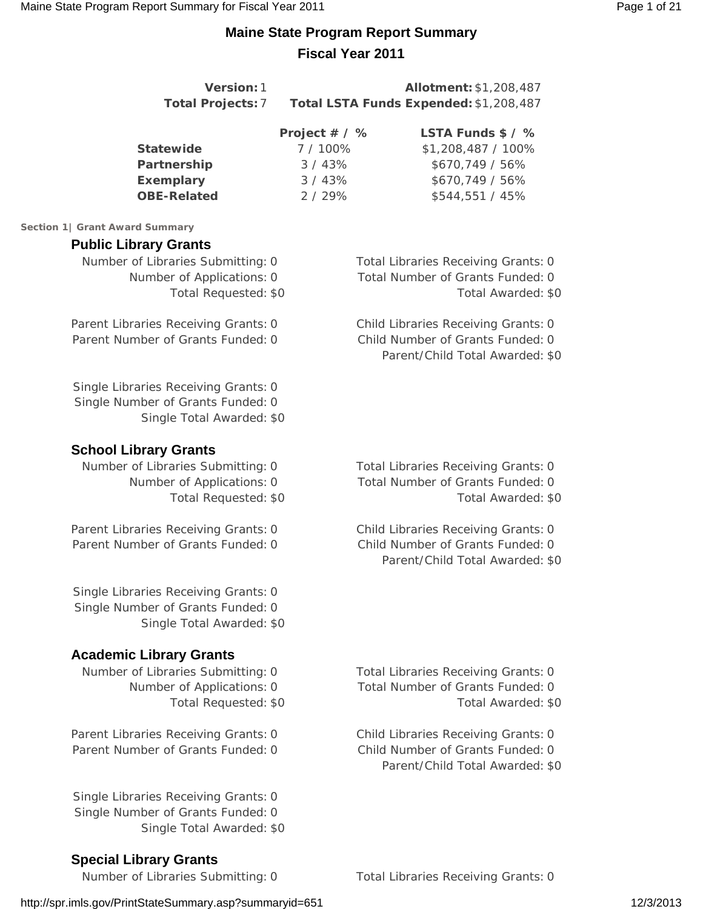# Maine State Program Report Summary

## Fiscal Year 2011

**Version:** 1
**Total Projects:** 7
**Allotment:** $1,208,487
**Total LSTA Funds Expended:** $1,208,487

| | Project # / % | LSTA Funds $ / % |
|---|---|---|
| **Statewide** | 7 / 100% | $1,208,487 / 100% |
| **Partnership** | 3 / 43% | $670,749 / 56% |
| **Exemplary** | 3 / 43% | $670,749 / 56% |
| **OBE-Related** | 2 / 29% | $544,551 / 45% |

**Section 1| Grant Award Summary**

### Public Library Grants

Number of Libraries Submitting: 0
Number of Applications: 0
Total Requested: $0

Total Libraries Receiving Grants: 0
Total Number of Grants Funded: 0
Total Awarded: $0

Parent Libraries Receiving Grants: 0
Parent Number of Grants Funded: 0

Child Libraries Receiving Grants: 0
Child Number of Grants Funded: 0
Parent/Child Total Awarded: $0

Single Libraries Receiving Grants: 0
Single Number of Grants Funded: 0
Single Total Awarded: $0

### School Library Grants

Number of Libraries Submitting: 0
Number of Applications: 0
Total Requested: $0

Total Libraries Receiving Grants: 0
Total Number of Grants Funded: 0
Total Awarded: $0

Parent Libraries Receiving Grants: 0
Parent Number of Grants Funded: 0

Child Libraries Receiving Grants: 0
Child Number of Grants Funded: 0
Parent/Child Total Awarded: $0

Single Libraries Receiving Grants: 0
Single Number of Grants Funded: 0
Single Total Awarded: $0

### Academic Library Grants

Number of Libraries Submitting: 0
Number of Applications: 0
Total Requested: $0

Total Libraries Receiving Grants: 0
Total Number of Grants Funded: 0
Total Awarded: $0

Parent Libraries Receiving Grants: 0
Parent Number of Grants Funded: 0

Child Libraries Receiving Grants: 0
Child Number of Grants Funded: 0
Parent/Child Total Awarded: $0

Single Libraries Receiving Grants: 0
Single Number of Grants Funded: 0
Single Total Awarded: $0

### Special Library Grants

Number of Libraries Submitting: 0

Total Libraries Receiving Grants: 0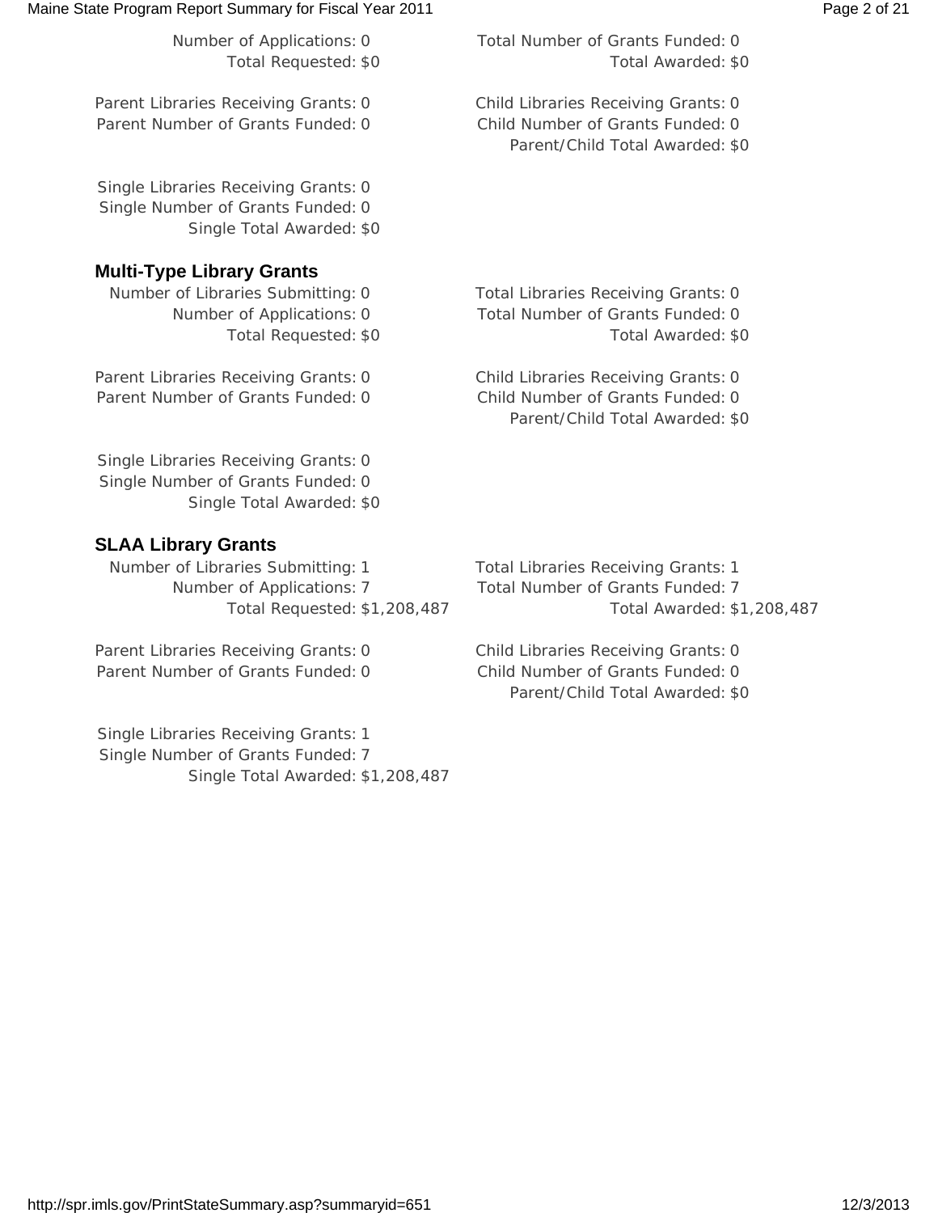Number of Applications: 0
Total Requested: $0

Total Number of Grants Funded: 0
Total Awarded: $0

Parent Libraries Receiving Grants: 0
Parent Number of Grants Funded: 0

Child Libraries Receiving Grants: 0
Child Number of Grants Funded: 0
Parent/Child Total Awarded: $0

Single Libraries Receiving Grants: 0
Single Number of Grants Funded: 0
Single Total Awarded: $0

### Multi-Type Library Grants

Number of Libraries Submitting: 0
Number of Applications: 0
Total Requested: $0

Total Libraries Receiving Grants: 0
Total Number of Grants Funded: 0
Total Awarded: $0

Parent Libraries Receiving Grants: 0
Parent Number of Grants Funded: 0

Child Libraries Receiving Grants: 0
Child Number of Grants Funded: 0
Parent/Child Total Awarded: $0

Single Libraries Receiving Grants: 0
Single Number of Grants Funded: 0
Single Total Awarded: $0

### SLAA Library Grants

Number of Libraries Submitting: 1
Number of Applications: 7
Total Requested: $1,208,487

Total Libraries Receiving Grants: 1
Total Number of Grants Funded: 7
Total Awarded: $1,208,487

Parent Libraries Receiving Grants: 0
Parent Number of Grants Funded: 0

Child Libraries Receiving Grants: 0
Child Number of Grants Funded: 0
Parent/Child Total Awarded: $0

Single Libraries Receiving Grants: 1
Single Number of Grants Funded: 7
Single Total Awarded: $1,208,487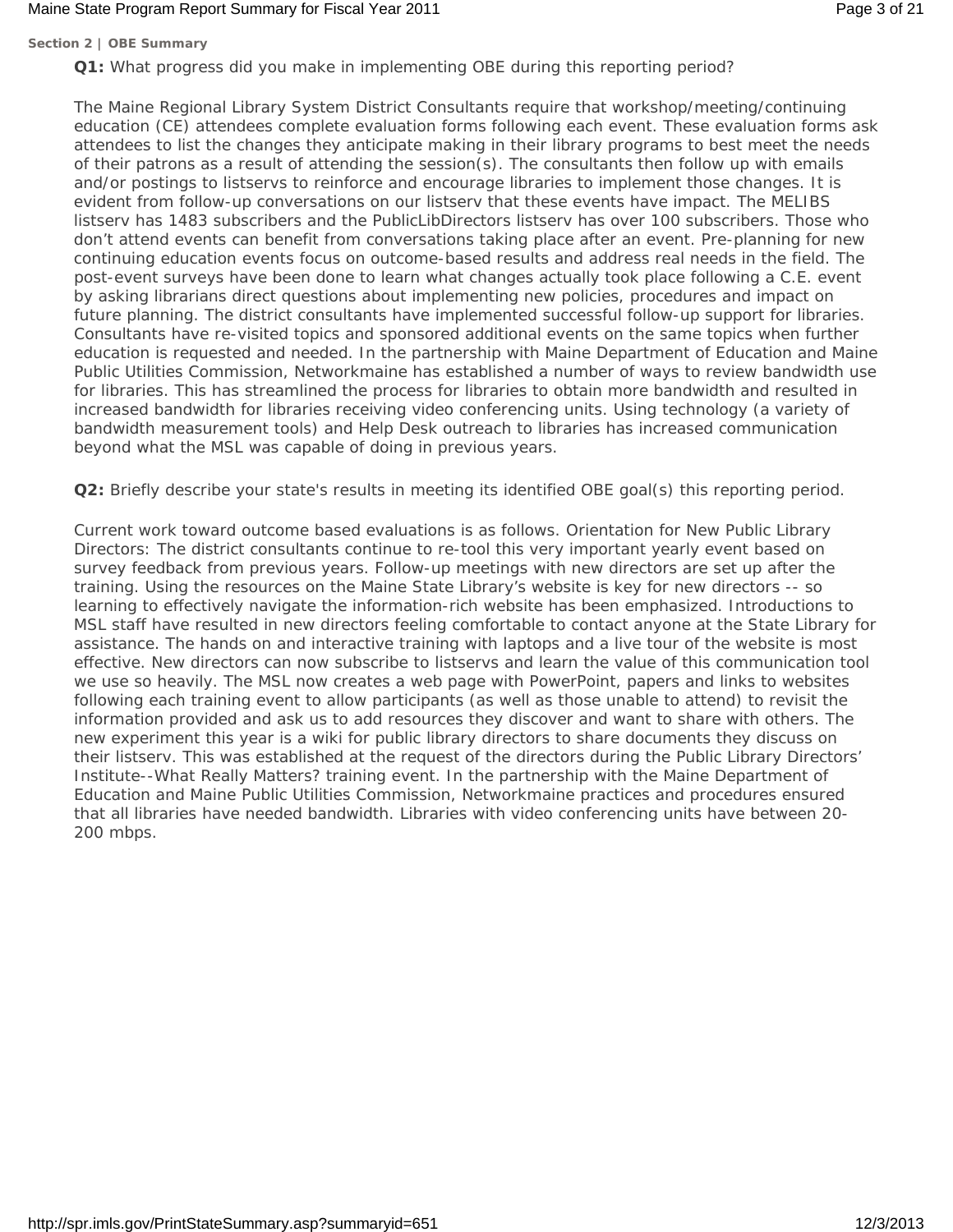**Section 2 | OBE Summary**

**Q1:** What progress did you make in implementing OBE during this reporting period?

The Maine Regional Library System District Consultants require that workshop/meeting/continuing education (CE) attendees complete evaluation forms following each event. These evaluation forms ask attendees to list the changes they anticipate making in their library programs to best meet the needs of their patrons as a result of attending the session(s). The consultants then follow up with emails and/or postings to listservs to reinforce and encourage libraries to implement those changes. It is evident from follow-up conversations on our listserv that these events have impact. The MELIBS listserv has 1483 subscribers and the PublicLibDirectors listserv has over 100 subscribers. Those who don't attend events can benefit from conversations taking place after an event. Pre-planning for new continuing education events focus on outcome-based results and address real needs in the field. The post-event surveys have been done to learn what changes actually took place following a C.E. event by asking librarians direct questions about implementing new policies, procedures and impact on future planning. The district consultants have implemented successful follow-up support for libraries. Consultants have re-visited topics and sponsored additional events on the same topics when further education is requested and needed. In the partnership with Maine Department of Education and Maine Public Utilities Commission, Networkmaine has established a number of ways to review bandwidth use for libraries. This has streamlined the process for libraries to obtain more bandwidth and resulted in increased bandwidth for libraries receiving video conferencing units. Using technology (a variety of bandwidth measurement tools) and Help Desk outreach to libraries has increased communication beyond what the MSL was capable of doing in previous years.

**Q2:** Briefly describe your state's results in meeting its identified OBE goal(s) this reporting period.

Current work toward outcome based evaluations is as follows. Orientation for New Public Library Directors: The district consultants continue to re-tool this very important yearly event based on survey feedback from previous years. Follow-up meetings with new directors are set up after the training. Using the resources on the Maine State Library's website is key for new directors -- so learning to effectively navigate the information-rich website has been emphasized. Introductions to MSL staff have resulted in new directors feeling comfortable to contact anyone at the State Library for assistance. The hands on and interactive training with laptops and a live tour of the website is most effective. New directors can now subscribe to listservs and learn the value of this communication tool we use so heavily. The MSL now creates a web page with PowerPoint, papers and links to websites following each training event to allow participants (as well as those unable to attend) to revisit the information provided and ask us to add resources they discover and want to share with others. The new experiment this year is a wiki for public library directors to share documents they discuss on their listserv. This was established at the request of the directors during the Public Library Directors' Institute--What Really Matters? training event. In the partnership with the Maine Department of Education and Maine Public Utilities Commission, Networkmaine practices and procedures ensured that all libraries have needed bandwidth. Libraries with video conferencing units have between 20-200 mbps.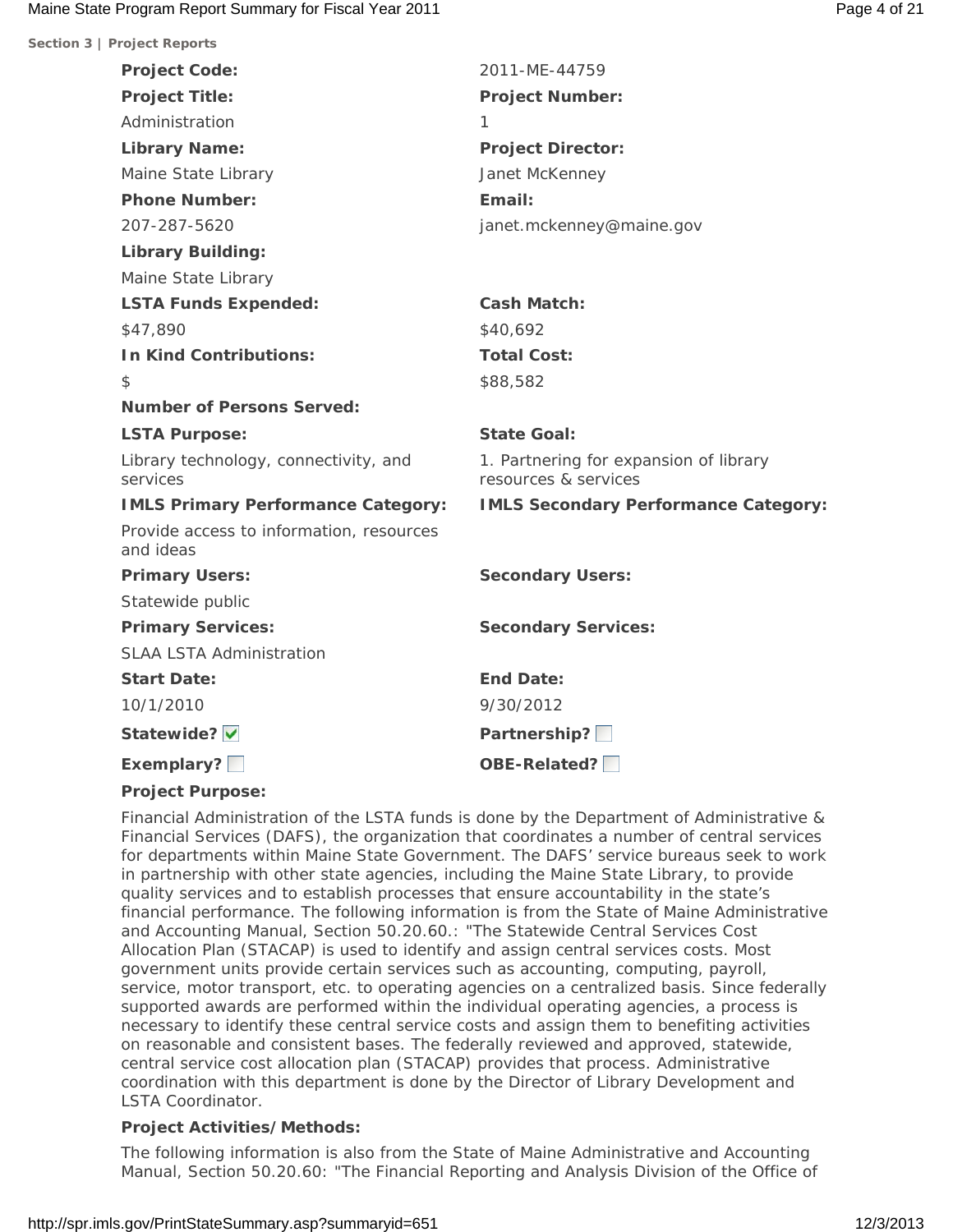**Section 3 | Project Reports**

| | |
|---|---|
| **Project Code:** | 2011-ME-44759 |
| **Project Title:** | **Project Number:** |
| Administration | 1 |
| **Library Name:** | **Project Director:** |
| Maine State Library | Janet McKenney |
| **Phone Number:** | **Email:** |
| 207-287-5620 | janet.mckenney@maine.gov |
| **Library Building:** | |
| Maine State Library | |
| **LSTA Funds Expended:** | **Cash Match:** |
| $47,890 | $40,692 |
| **In Kind Contributions:** | **Total Cost:** |
| $ | $88,582 |
| **Number of Persons Served:** | |
| **LSTA Purpose:** | **State Goal:** |
| Library technology, connectivity, and services | 1. Partnering for expansion of library resources & services |
| **IMLS Primary Performance Category:** | **IMLS Secondary Performance Category:** |
| Provide access to information, resources and ideas | |
| **Primary Users:** | **Secondary Users:** |
| Statewide public | |
| **Primary Services:** | **Secondary Services:** |
| SLAA LSTA Administration | |
| **Start Date:** | **End Date:** |
| 10/1/2010 | 9/30/2012 |
| **Statewide?** ☑ | **Partnership?** ☐ |
| **Exemplary?** ☐ | **OBE-Related?** ☐ |

**Project Purpose:**

Financial Administration of the LSTA funds is done by the Department of Administrative & Financial Services (DAFS), the organization that coordinates a number of central services for departments within Maine State Government. The DAFS' service bureaus seek to work in partnership with other state agencies, including the Maine State Library, to provide quality services and to establish processes that ensure accountability in the state's financial performance. The following information is from the State of Maine Administrative and Accounting Manual, Section 50.20.60.: "The Statewide Central Services Cost Allocation Plan (STACAP) is used to identify and assign central services costs. Most government units provide certain services such as accounting, computing, payroll, service, motor transport, etc. to operating agencies on a centralized basis. Since federally supported awards are performed within the individual operating agencies, a process is necessary to identify these central service costs and assign them to benefiting activities on reasonable and consistent bases. The federally reviewed and approved, statewide, central service cost allocation plan (STACAP) provides that process. Administrative coordination with this department is done by the Director of Library Development and LSTA Coordinator.

**Project Activities/Methods:**

The following information is also from the State of Maine Administrative and Accounting Manual, Section 50.20.60: "The Financial Reporting and Analysis Division of the Office of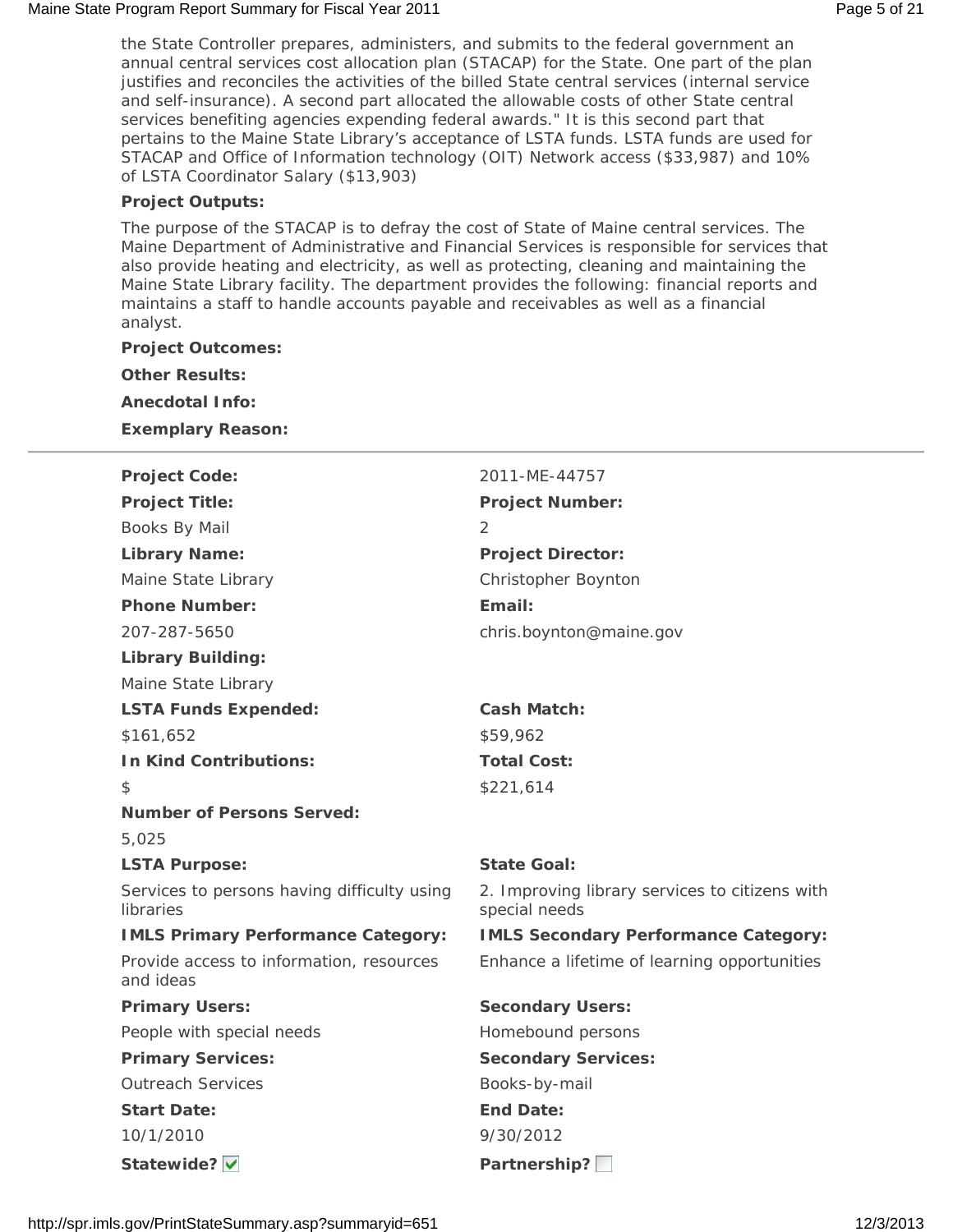the State Controller prepares, administers, and submits to the federal government an annual central services cost allocation plan (STACAP) for the State. One part of the plan justifies and reconciles the activities of the billed State central services (internal service and self-insurance). A second part allocated the allowable costs of other State central services benefiting agencies expending federal awards." It is this second part that pertains to the Maine State Library's acceptance of LSTA funds. LSTA funds are used for STACAP and Office of Information technology (OIT) Network access ($33,987) and 10% of LSTA Coordinator Salary ($13,903)

**Project Outputs:**

The purpose of the STACAP is to defray the cost of State of Maine central services. The Maine Department of Administrative and Financial Services is responsible for services that also provide heating and electricity, as well as protecting, cleaning and maintaining the Maine State Library facility. The department provides the following: financial reports and maintains a staff to handle accounts payable and receivables as well as a financial analyst.

**Project Outcomes:**

**Other Results:**

**Anecdotal Info:**

**Exemplary Reason:**

---

**Project Code:** 2011-ME-44757

**Project Title:** Books By Mail

**Project Number:** 2

**Library Name:** Maine State Library

**Project Director:** Christopher Boynton

**Phone Number:** 207-287-5650

**Email:** chris.boynton@maine.gov

**Library Building:** Maine State Library

**LSTA Funds Expended:** $161,652

**Cash Match:** $59,962

**In Kind Contributions:** $

**Total Cost:** $221,614

**Number of Persons Served:** 5,025

**LSTA Purpose:** Services to persons having difficulty using libraries

**State Goal:** 2. Improving library services to citizens with special needs

**IMLS Primary Performance Category:** Provide access to information, resources and ideas

**IMLS Secondary Performance Category:** Enhance a lifetime of learning opportunities

**Primary Users:** People with special needs

**Secondary Users:** Homebound persons

**Primary Services:** Outreach Services

**Secondary Services:** Books-by-mail

**Start Date:** 10/1/2010

**End Date:** 9/30/2012

**Statewide?** ☑

**Partnership?** ☐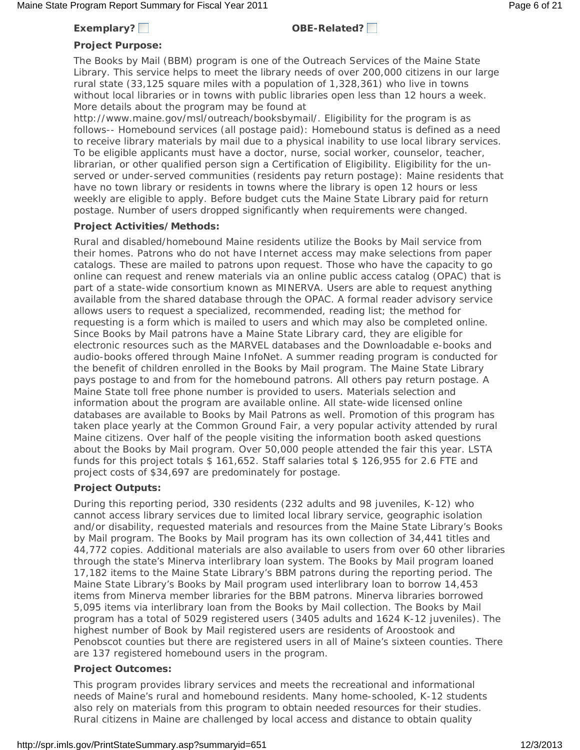**Exemplary?** ☐ **OBE-Related?** ☐

**Project Purpose:**

The Books by Mail (BBM) program is one of the Outreach Services of the Maine State Library. This service helps to meet the library needs of over 200,000 citizens in our large rural state (33,125 square miles with a population of 1,328,361) who live in towns without local libraries or in towns with public libraries open less than 12 hours a week. More details about the program may be found at http://www.maine.gov/msl/outreach/booksbymail/. Eligibility for the program is as follows-- Homebound services (all postage paid): Homebound status is defined as a need to receive library materials by mail due to a physical inability to use local library services. To be eligible applicants must have a doctor, nurse, social worker, counselor, teacher, librarian, or other qualified person sign a Certification of Eligibility. Eligibility for the un-served or under-served communities (residents pay return postage): Maine residents that have no town library or residents in towns where the library is open 12 hours or less weekly are eligible to apply. Before budget cuts the Maine State Library paid for return postage. Number of users dropped significantly when requirements were changed.

**Project Activities/Methods:**

Rural and disabled/homebound Maine residents utilize the Books by Mail service from their homes. Patrons who do not have Internet access may make selections from paper catalogs. These are mailed to patrons upon request. Those who have the capacity to go online can request and renew materials via an online public access catalog (OPAC) that is part of a state-wide consortium known as MINERVA. Users are able to request anything available from the shared database through the OPAC. A formal reader advisory service allows users to request a specialized, recommended, reading list; the method for requesting is a form which is mailed to users and which may also be completed online. Since Books by Mail patrons have a Maine State Library card, they are eligible for electronic resources such as the MARVEL databases and the Downloadable e-books and audio-books offered through Maine InfoNet. A summer reading program is conducted for the benefit of children enrolled in the Books by Mail program. The Maine State Library pays postage to and from for the homebound patrons. All others pay return postage. A Maine State toll free phone number is provided to users. Materials selection and information about the program are available online. All state-wide licensed online databases are available to Books by Mail Patrons as well. Promotion of this program has taken place yearly at the Common Ground Fair, a very popular activity attended by rural Maine citizens. Over half of the people visiting the information booth asked questions about the Books by Mail program. Over 50,000 people attended the fair this year. LSTA funds for this project totals $ 161,652. Staff salaries total $ 126,955 for 2.6 FTE and project costs of $34,697 are predominately for postage.

**Project Outputs:**

During this reporting period, 330 residents (232 adults and 98 juveniles, K-12) who cannot access library services due to limited local library service, geographic isolation and/or disability, requested materials and resources from the Maine State Library's Books by Mail program. The Books by Mail program has its own collection of 34,441 titles and 44,772 copies. Additional materials are also available to users from over 60 other libraries through the state's Minerva interlibrary loan system. The Books by Mail program loaned 17,182 items to the Maine State Library's BBM patrons during the reporting period. The Maine State Library's Books by Mail program used interlibrary loan to borrow 14,453 items from Minerva member libraries for the BBM patrons. Minerva libraries borrowed 5,095 items via interlibrary loan from the Books by Mail collection. The Books by Mail program has a total of 5029 registered users (3405 adults and 1624 K-12 juveniles). The highest number of Book by Mail registered users are residents of Aroostook and Penobscot counties but there are registered users in all of Maine's sixteen counties. There are 137 registered homebound users in the program.

**Project Outcomes:**

This program provides library services and meets the recreational and informational needs of Maine's rural and homebound residents. Many home-schooled, K-12 students also rely on materials from this program to obtain needed resources for their studies. Rural citizens in Maine are challenged by local access and distance to obtain quality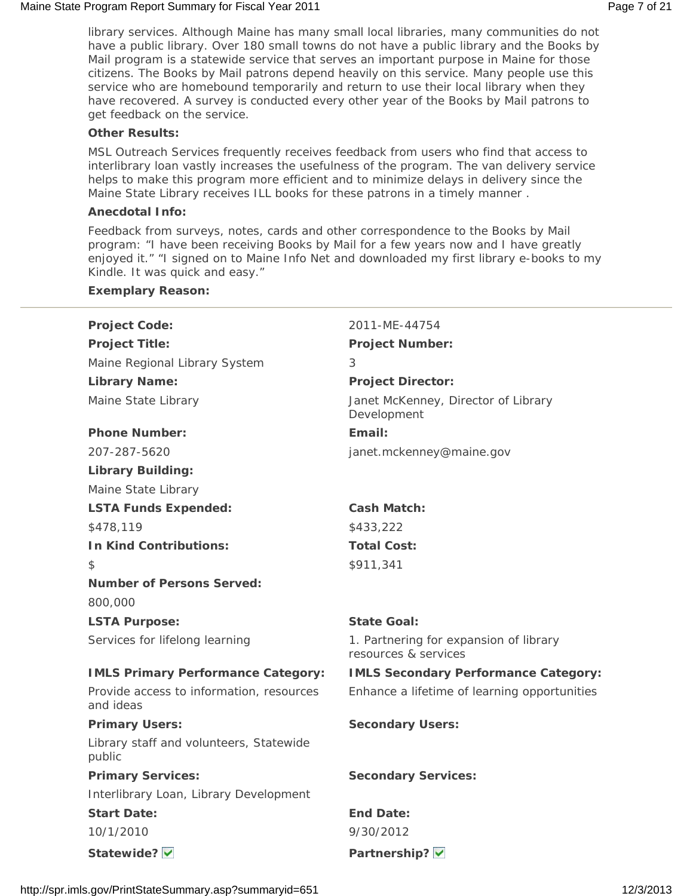library services. Although Maine has many small local libraries, many communities do not have a public library. Over 180 small towns do not have a public library and the Books by Mail program is a statewide service that serves an important purpose in Maine for those citizens. The Books by Mail patrons depend heavily on this service. Many people use this service who are homebound temporarily and return to use their local library when they have recovered. A survey is conducted every other year of the Books by Mail patrons to get feedback on the service.

**Other Results:**

MSL Outreach Services frequently receives feedback from users who find that access to interlibrary loan vastly increases the usefulness of the program. The van delivery service helps to make this program more efficient and to minimize delays in delivery since the Maine State Library receives ILL books for these patrons in a timely manner .

**Anecdotal Info:**

Feedback from surveys, notes, cards and other correspondence to the Books by Mail program: “I have been receiving Books by Mail for a few years now and I have greatly enjoyed it.” “I signed on to Maine Info Net and downloaded my first library e-books to my Kindle. It was quick and easy.”

**Exemplary Reason:**

---

**Project Code:** 2011-ME-44754

**Project Title:** Maine Regional Library System

**Project Number:** 3

**Library Name:** Maine State Library

**Project Director:** Janet McKenney, Director of Library Development

**Phone Number:** 207-287-5620

**Email:** janet.mckenney@maine.gov

**Library Building:** Maine State Library

**LSTA Funds Expended:** $478,119

**Cash Match:** $433,222

**In Kind Contributions:** $

**Total Cost:** $911,341

**Number of Persons Served:** 800,000

**LSTA Purpose:** Services for lifelong learning

**State Goal:** 1. Partnering for expansion of library resources & services

**IMLS Primary Performance Category:** Provide access to information, resources and ideas

**IMLS Secondary Performance Category:** Enhance a lifetime of learning opportunities

**Primary Users:** Library staff and volunteers, Statewide public

**Secondary Users:**

**Primary Services:** Interlibrary Loan, Library Development

**Secondary Services:**

**Start Date:** 10/1/2010

**End Date:** 9/30/2012

**Statewide?** ☑

**Partnership?** ☑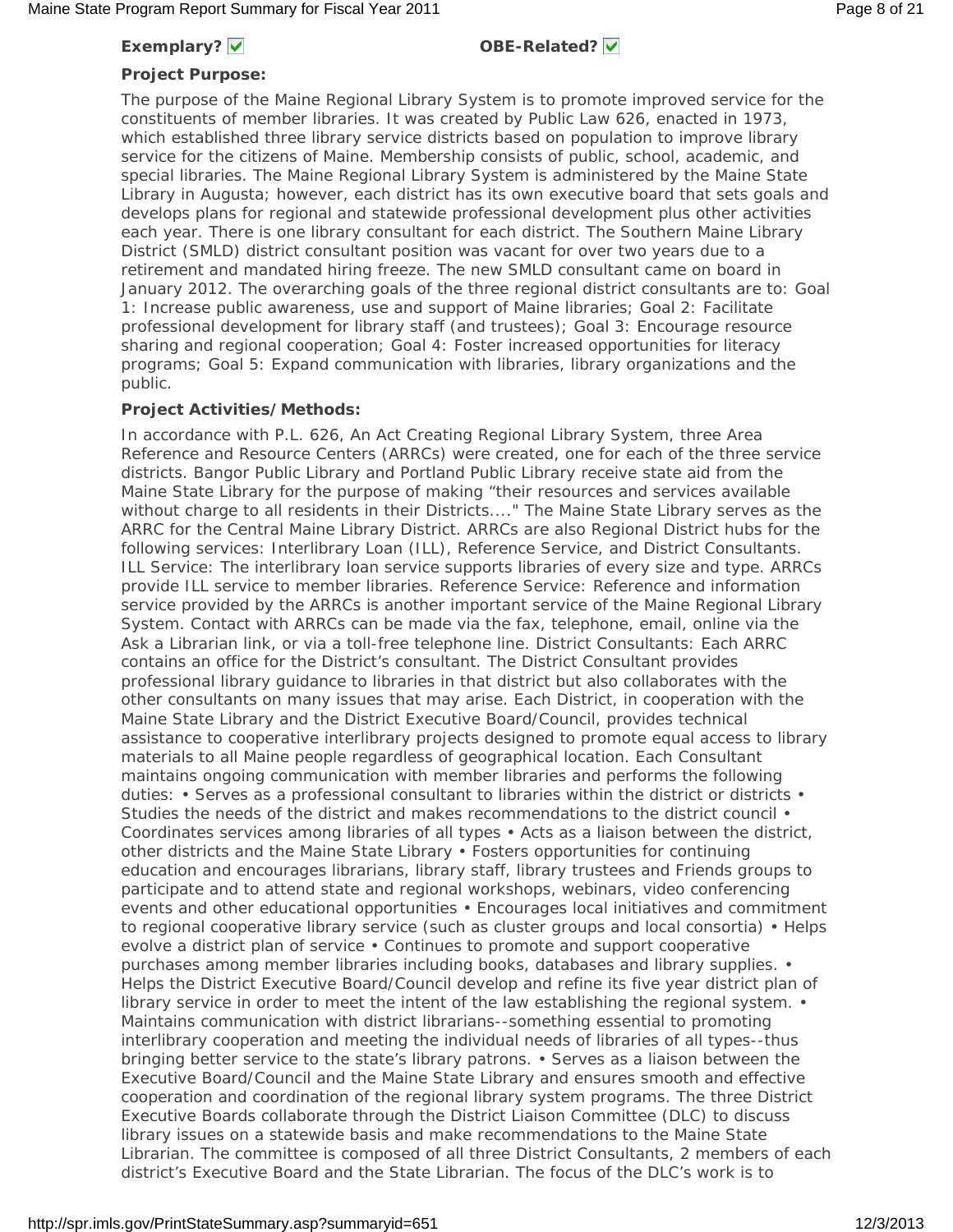**Exemplary?** ☑ **OBE-Related?** ☑

**Project Purpose:**

The purpose of the Maine Regional Library System is to promote improved service for the constituents of member libraries. It was created by Public Law 626, enacted in 1973, which established three library service districts based on population to improve library service for the citizens of Maine. Membership consists of public, school, academic, and special libraries. The Maine Regional Library System is administered by the Maine State Library in Augusta; however, each district has its own executive board that sets goals and develops plans for regional and statewide professional development plus other activities each year. There is one library consultant for each district. The Southern Maine Library District (SMLD) district consultant position was vacant for over two years due to a retirement and mandated hiring freeze. The new SMLD consultant came on board in January 2012. The overarching goals of the three regional district consultants are to: Goal 1: Increase public awareness, use and support of Maine libraries; Goal 2: Facilitate professional development for library staff (and trustees); Goal 3: Encourage resource sharing and regional cooperation; Goal 4: Foster increased opportunities for literacy programs; Goal 5: Expand communication with libraries, library organizations and the public.

**Project Activities/Methods:**

In accordance with P.L. 626, An Act Creating Regional Library System, three Area Reference and Resource Centers (ARRCs) were created, one for each of the three service districts. Bangor Public Library and Portland Public Library receive state aid from the Maine State Library for the purpose of making "their resources and services available without charge to all residents in their Districts...." The Maine State Library serves as the ARRC for the Central Maine Library District. ARRCs are also Regional District hubs for the following services: Interlibrary Loan (ILL), Reference Service, and District Consultants. ILL Service: The interlibrary loan service supports libraries of every size and type. ARRCs provide ILL service to member libraries. Reference Service: Reference and information service provided by the ARRCs is another important service of the Maine Regional Library System. Contact with ARRCs can be made via the fax, telephone, email, online via the Ask a Librarian link, or via a toll-free telephone line. District Consultants: Each ARRC contains an office for the District's consultant. The District Consultant provides professional library guidance to libraries in that district but also collaborates with the other consultants on many issues that may arise. Each District, in cooperation with the Maine State Library and the District Executive Board/Council, provides technical assistance to cooperative interlibrary projects designed to promote equal access to library materials to all Maine people regardless of geographical location. Each Consultant maintains ongoing communication with member libraries and performs the following duties: • Serves as a professional consultant to libraries within the district or districts • Studies the needs of the district and makes recommendations to the district council • Coordinates services among libraries of all types • Acts as a liaison between the district, other districts and the Maine State Library • Fosters opportunities for continuing education and encourages librarians, library staff, library trustees and Friends groups to participate and to attend state and regional workshops, webinars, video conferencing events and other educational opportunities • Encourages local initiatives and commitment to regional cooperative library service (such as cluster groups and local consortia) • Helps evolve a district plan of service • Continues to promote and support cooperative purchases among member libraries including books, databases and library supplies. • Helps the District Executive Board/Council develop and refine its five year district plan of library service in order to meet the intent of the law establishing the regional system. • Maintains communication with district librarians--something essential to promoting interlibrary cooperation and meeting the individual needs of libraries of all types--thus bringing better service to the state's library patrons. • Serves as a liaison between the Executive Board/Council and the Maine State Library and ensures smooth and effective cooperation and coordination of the regional library system programs. The three District Executive Boards collaborate through the District Liaison Committee (DLC) to discuss library issues on a statewide basis and make recommendations to the Maine State Librarian. The committee is composed of all three District Consultants, 2 members of each district's Executive Board and the State Librarian. The focus of the DLC's work is to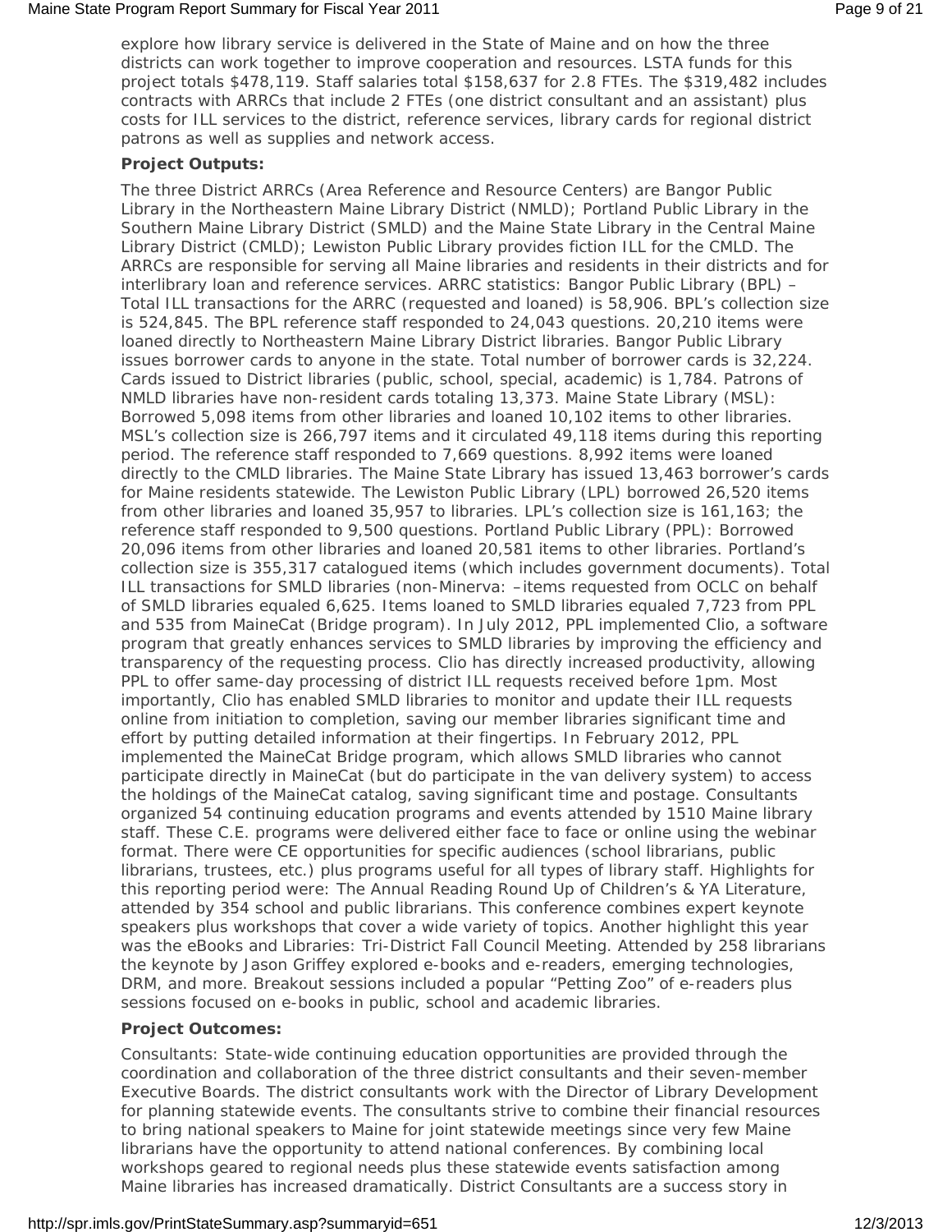explore how library service is delivered in the State of Maine and on how the three districts can work together to improve cooperation and resources. LSTA funds for this project totals $478,119. Staff salaries total $158,637 for 2.8 FTEs. The $319,482 includes contracts with ARRCs that include 2 FTEs (one district consultant and an assistant) plus costs for ILL services to the district, reference services, library cards for regional district patrons as well as supplies and network access.

**Project Outputs:**

The three District ARRCs (Area Reference and Resource Centers) are Bangor Public Library in the Northeastern Maine Library District (NMLD); Portland Public Library in the Southern Maine Library District (SMLD) and the Maine State Library in the Central Maine Library District (CMLD); Lewiston Public Library provides fiction ILL for the CMLD. The ARRCs are responsible for serving all Maine libraries and residents in their districts and for interlibrary loan and reference services. ARRC statistics: Bangor Public Library (BPL) – Total ILL transactions for the ARRC (requested and loaned) is 58,906. BPL's collection size is 524,845. The BPL reference staff responded to 24,043 questions. 20,210 items were loaned directly to Northeastern Maine Library District libraries. Bangor Public Library issues borrower cards to anyone in the state. Total number of borrower cards is 32,224. Cards issued to District libraries (public, school, special, academic) is 1,784. Patrons of NMLD libraries have non-resident cards totaling 13,373. Maine State Library (MSL): Borrowed 5,098 items from other libraries and loaned 10,102 items to other libraries. MSL's collection size is 266,797 items and it circulated 49,118 items during this reporting period. The reference staff responded to 7,669 questions. 8,992 items were loaned directly to the CMLD libraries. The Maine State Library has issued 13,463 borrower's cards for Maine residents statewide. The Lewiston Public Library (LPL) borrowed 26,520 items from other libraries and loaned 35,957 to libraries. LPL's collection size is 161,163; the reference staff responded to 9,500 questions. Portland Public Library (PPL): Borrowed 20,096 items from other libraries and loaned 20,581 items to other libraries. Portland's collection size is 355,317 catalogued items (which includes government documents). Total ILL transactions for SMLD libraries (non-Minerva: –items requested from OCLC on behalf of SMLD libraries equaled 6,625. Items loaned to SMLD libraries equaled 7,723 from PPL and 535 from MaineCat (Bridge program). In July 2012, PPL implemented Clio, a software program that greatly enhances services to SMLD libraries by improving the efficiency and transparency of the requesting process. Clio has directly increased productivity, allowing PPL to offer same-day processing of district ILL requests received before 1pm. Most importantly, Clio has enabled SMLD libraries to monitor and update their ILL requests online from initiation to completion, saving our member libraries significant time and effort by putting detailed information at their fingertips. In February 2012, PPL implemented the MaineCat Bridge program, which allows SMLD libraries who cannot participate directly in MaineCat (but do participate in the van delivery system) to access the holdings of the MaineCat catalog, saving significant time and postage. Consultants organized 54 continuing education programs and events attended by 1510 Maine library staff. These C.E. programs were delivered either face to face or online using the webinar format. There were CE opportunities for specific audiences (school librarians, public librarians, trustees, etc.) plus programs useful for all types of library staff. Highlights for this reporting period were: The Annual Reading Round Up of Children's & YA Literature, attended by 354 school and public librarians. This conference combines expert keynote speakers plus workshops that cover a wide variety of topics. Another highlight this year was the eBooks and Libraries: Tri-District Fall Council Meeting. Attended by 258 librarians the keynote by Jason Griffey explored e-books and e-readers, emerging technologies, DRM, and more. Breakout sessions included a popular "Petting Zoo" of e-readers plus sessions focused on e-books in public, school and academic libraries.

**Project Outcomes:**

Consultants: State-wide continuing education opportunities are provided through the coordination and collaboration of the three district consultants and their seven-member Executive Boards. The district consultants work with the Director of Library Development for planning statewide events. The consultants strive to combine their financial resources to bring national speakers to Maine for joint statewide meetings since very few Maine librarians have the opportunity to attend national conferences. By combining local workshops geared to regional needs plus these statewide events satisfaction among Maine libraries has increased dramatically. District Consultants are a success story in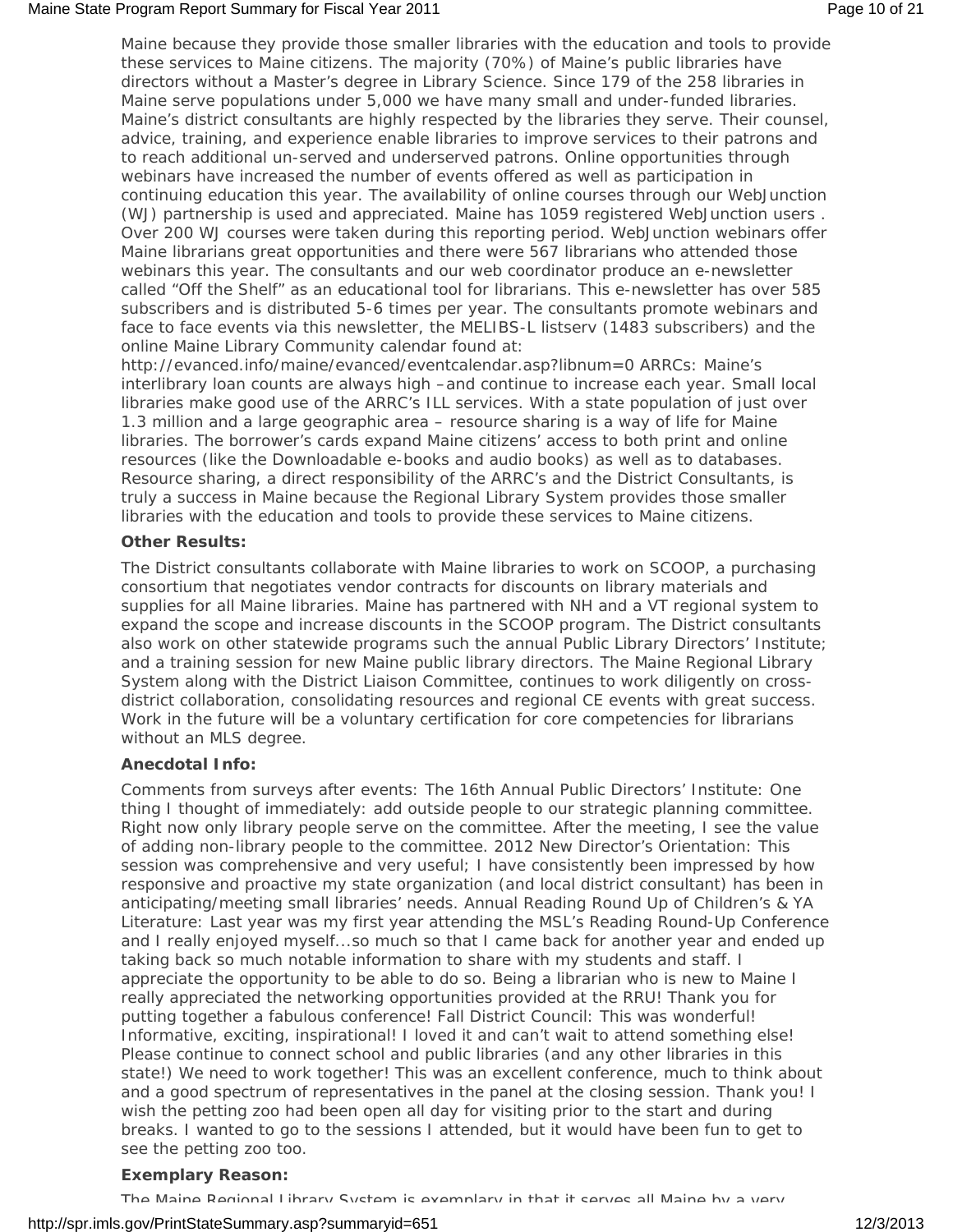Maine because they provide those smaller libraries with the education and tools to provide these services to Maine citizens. The majority (70%) of Maine's public libraries have directors without a Master's degree in Library Science. Since 179 of the 258 libraries in Maine serve populations under 5,000 we have many small and under-funded libraries. Maine's district consultants are highly respected by the libraries they serve. Their counsel, advice, training, and experience enable libraries to improve services to their patrons and to reach additional un-served and underserved patrons. Online opportunities through webinars have increased the number of events offered as well as participation in continuing education this year. The availability of online courses through our WebJunction (WJ) partnership is used and appreciated. Maine has 1059 registered WebJunction users . Over 200 WJ courses were taken during this reporting period. WebJunction webinars offer Maine librarians great opportunities and there were 567 librarians who attended those webinars this year. The consultants and our web coordinator produce an e-newsletter called "Off the Shelf" as an educational tool for librarians. This e-newsletter has over 585 subscribers and is distributed 5-6 times per year. The consultants promote webinars and face to face events via this newsletter, the MELIBS-L listserv (1483 subscribers) and the online Maine Library Community calendar found at: http://evanced.info/maine/evanced/eventcalendar.asp?libnum=0 ARRCs: Maine's interlibrary loan counts are always high –and continue to increase each year. Small local libraries make good use of the ARRC's ILL services. With a state population of just over 1.3 million and a large geographic area – resource sharing is a way of life for Maine libraries. The borrower's cards expand Maine citizens' access to both print and online resources (like the Downloadable e-books and audio books) as well as to databases. Resource sharing, a direct responsibility of the ARRC's and the District Consultants, is truly a success in Maine because the Regional Library System provides those smaller libraries with the education and tools to provide these services to Maine citizens.

**Other Results:**

The District consultants collaborate with Maine libraries to work on SCOOP, a purchasing consortium that negotiates vendor contracts for discounts on library materials and supplies for all Maine libraries. Maine has partnered with NH and a VT regional system to expand the scope and increase discounts in the SCOOP program. The District consultants also work on other statewide programs such the annual Public Library Directors' Institute; and a training session for new Maine public library directors. The Maine Regional Library System along with the District Liaison Committee, continues to work diligently on cross-district collaboration, consolidating resources and regional CE events with great success. Work in the future will be a voluntary certification for core competencies for librarians without an MLS degree.

**Anecdotal Info:**

Comments from surveys after events: The 16th Annual Public Directors' Institute: One thing I thought of immediately: add outside people to our strategic planning committee. Right now only library people serve on the committee. After the meeting, I see the value of adding non-library people to the committee. 2012 New Director's Orientation: This session was comprehensive and very useful; I have consistently been impressed by how responsive and proactive my state organization (and local district consultant) has been in anticipating/meeting small libraries' needs. Annual Reading Round Up of Children's & YA Literature: Last year was my first year attending the MSL's Reading Round-Up Conference and I really enjoyed myself...so much so that I came back for another year and ended up taking back so much notable information to share with my students and staff. I appreciate the opportunity to be able to do so. Being a librarian who is new to Maine I really appreciated the networking opportunities provided at the RRU! Thank you for putting together a fabulous conference! Fall District Council: This was wonderful! Informative, exciting, inspirational! I loved it and can't wait to attend something else! Please continue to connect school and public libraries (and any other libraries in this state!) We need to work together! This was an excellent conference, much to think about and a good spectrum of representatives in the panel at the closing session. Thank you! I wish the petting zoo had been open all day for visiting prior to the start and during breaks. I wanted to go to the sessions I attended, but it would have been fun to get to see the petting zoo too.

**Exemplary Reason:**

The Maine Regional Library System is exemplary in that it serves all Maine by a very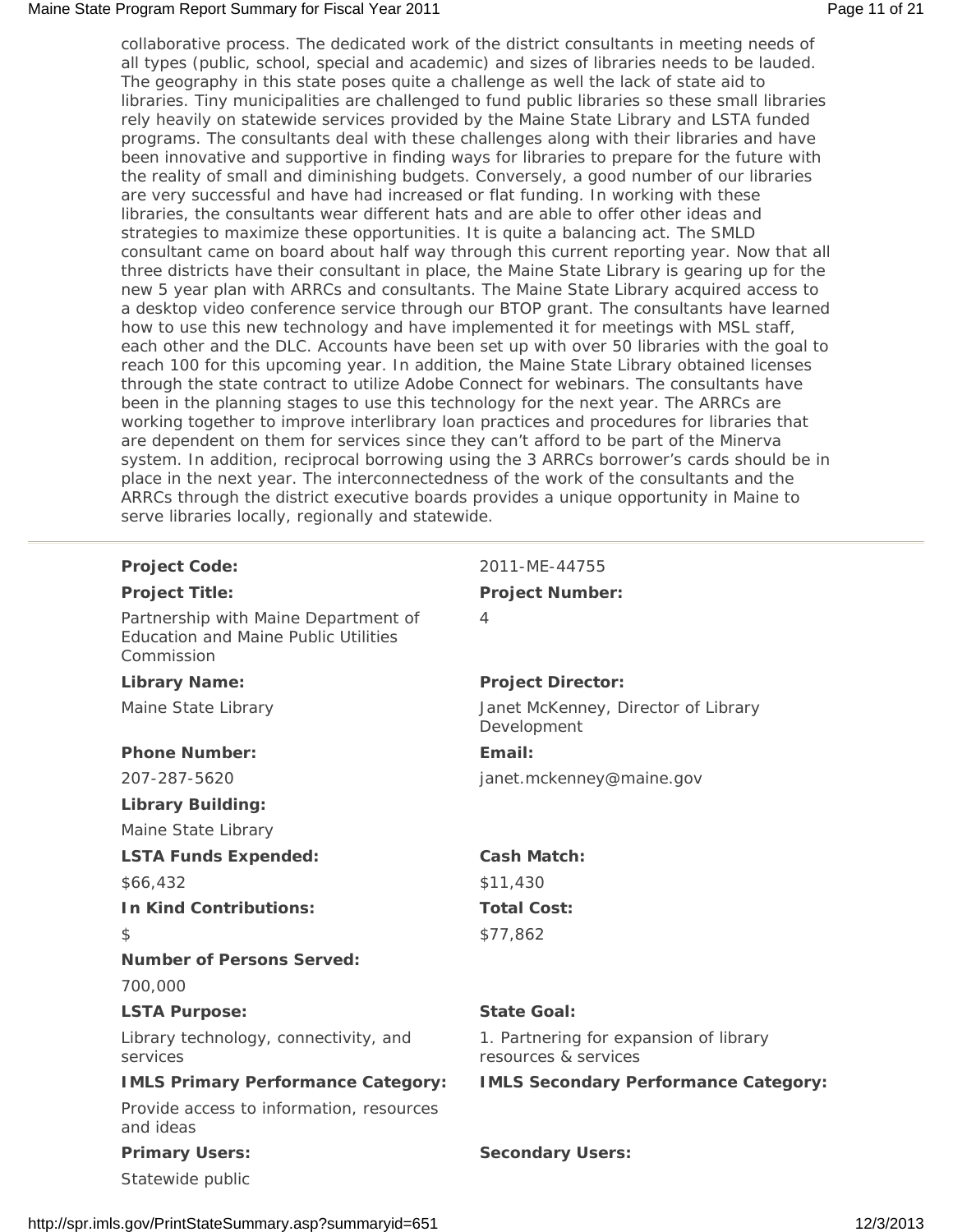collaborative process. The dedicated work of the district consultants in meeting needs of all types (public, school, special and academic) and sizes of libraries needs to be lauded. The geography in this state poses quite a challenge as well the lack of state aid to libraries. Tiny municipalities are challenged to fund public libraries so these small libraries rely heavily on statewide services provided by the Maine State Library and LSTA funded programs. The consultants deal with these challenges along with their libraries and have been innovative and supportive in finding ways for libraries to prepare for the future with the reality of small and diminishing budgets. Conversely, a good number of our libraries are very successful and have had increased or flat funding. In working with these libraries, the consultants wear different hats and are able to offer other ideas and strategies to maximize these opportunities. It is quite a balancing act. The SMLD consultant came on board about half way through this current reporting year. Now that all three districts have their consultant in place, the Maine State Library is gearing up for the new 5 year plan with ARRCs and consultants. The Maine State Library acquired access to a desktop video conference service through our BTOP grant. The consultants have learned how to use this new technology and have implemented it for meetings with MSL staff, each other and the DLC. Accounts have been set up with over 50 libraries with the goal to reach 100 for this upcoming year. In addition, the Maine State Library obtained licenses through the state contract to utilize Adobe Connect for webinars. The consultants have been in the planning stages to use this technology for the next year. The ARRCs are working together to improve interlibrary loan practices and procedures for libraries that are dependent on them for services since they can't afford to be part of the Minerva system. In addition, reciprocal borrowing using the 3 ARRCs borrower's cards should be in place in the next year. The interconnectedness of the work of the consultants and the ARRCs through the district executive boards provides a unique opportunity in Maine to serve libraries locally, regionally and statewide.

---

**Project Code:** 2011-ME-44755

**Project Title:** Partnership with Maine Department of Education and Maine Public Utilities Commission

**Project Number:** 4

**Library Name:** Maine State Library

**Project Director:** Janet McKenney, Director of Library Development

**Phone Number:** 207-287-5620

**Email:** janet.mckenney@maine.gov

**Library Building:** Maine State Library

**LSTA Funds Expended:** $66,432

**Cash Match:** $11,430

**In Kind Contributions:** $

**Total Cost:** $77,862

**Number of Persons Served:** 700,000

**LSTA Purpose:** Library technology, connectivity, and services

**State Goal:** 1. Partnering for expansion of library resources & services

**IMLS Primary Performance Category:** Provide access to information, resources and ideas

**IMLS Secondary Performance Category:**

**Primary Users:** Statewide public

**Secondary Users:**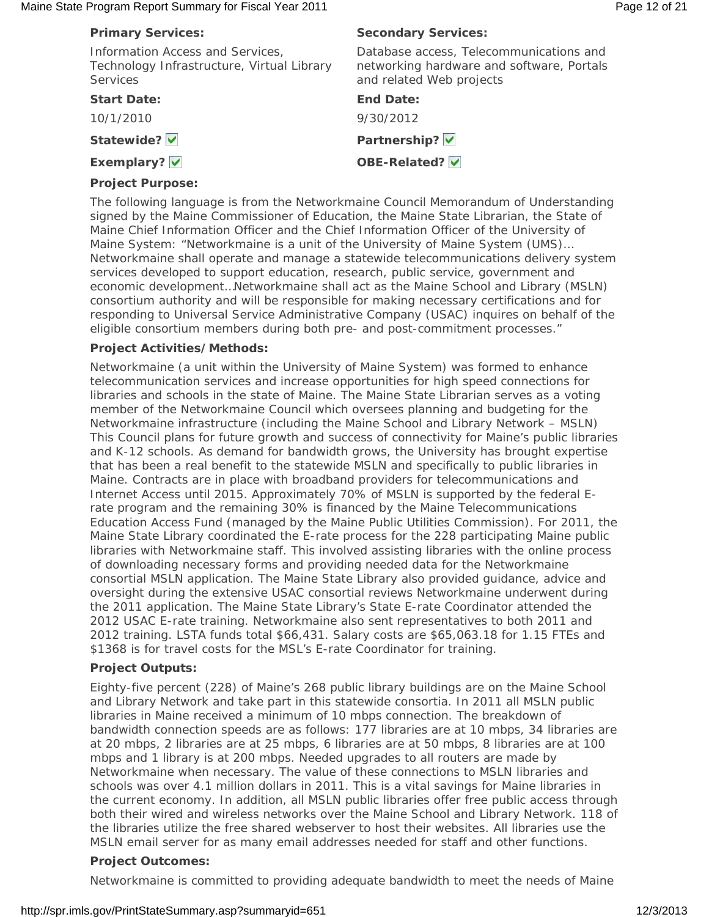**Primary Services:**

Information Access and Services, Technology Infrastructure, Virtual Library Services

**Secondary Services:**

Database access, Telecommunications and networking hardware and software, Portals and related Web projects

**Start Date:**

10/1/2010

**End Date:**

9/30/2012

**Statewide?** ☑

**Partnership?** ☑

**Exemplary?** ☑

**OBE-Related?** ☑

**Project Purpose:**

The following language is from the Networkmaine Council Memorandum of Understanding signed by the Maine Commissioner of Education, the Maine State Librarian, the State of Maine Chief Information Officer and the Chief Information Officer of the University of Maine System: "Networkmaine is a unit of the University of Maine System (UMS)… Networkmaine shall operate and manage a statewide telecommunications delivery system services developed to support education, research, public service, government and economic development…Networkmaine shall act as the Maine School and Library (MSLN) consortium authority and will be responsible for making necessary certifications and for responding to Universal Service Administrative Company (USAC) inquires on behalf of the eligible consortium members during both pre- and post-commitment processes."

**Project Activities/Methods:**

Networkmaine (a unit within the University of Maine System) was formed to enhance telecommunication services and increase opportunities for high speed connections for libraries and schools in the state of Maine. The Maine State Librarian serves as a voting member of the Networkmaine Council which oversees planning and budgeting for the Networkmaine infrastructure (including the Maine School and Library Network – MSLN) This Council plans for future growth and success of connectivity for Maine's public libraries and K-12 schools. As demand for bandwidth grows, the University has brought expertise that has been a real benefit to the statewide MSLN and specifically to public libraries in Maine. Contracts are in place with broadband providers for telecommunications and Internet Access until 2015. Approximately 70% of MSLN is supported by the federal E-rate program and the remaining 30% is financed by the Maine Telecommunications Education Access Fund (managed by the Maine Public Utilities Commission). For 2011, the Maine State Library coordinated the E-rate process for the 228 participating Maine public libraries with Networkmaine staff. This involved assisting libraries with the online process of downloading necessary forms and providing needed data for the Networkmaine consortial MSLN application. The Maine State Library also provided guidance, advice and oversight during the extensive USAC consortial reviews Networkmaine underwent during the 2011 application. The Maine State Library's State E-rate Coordinator attended the 2012 USAC E-rate training. Networkmaine also sent representatives to both 2011 and 2012 training. LSTA funds total $66,431. Salary costs are $65,063.18 for 1.15 FTEs and $1368 is for travel costs for the MSL's E-rate Coordinator for training.

**Project Outputs:**

Eighty-five percent (228) of Maine's 268 public library buildings are on the Maine School and Library Network and take part in this statewide consortia. In 2011 all MSLN public libraries in Maine received a minimum of 10 mbps connection. The breakdown of bandwidth connection speeds are as follows: 177 libraries are at 10 mbps, 34 libraries are at 20 mbps, 2 libraries are at 25 mbps, 6 libraries are at 50 mbps, 8 libraries are at 100 mbps and 1 library is at 200 mbps. Needed upgrades to all routers are made by Networkmaine when necessary. The value of these connections to MSLN libraries and schools was over 4.1 million dollars in 2011. This is a vital savings for Maine libraries in the current economy. In addition, all MSLN public libraries offer free public access through both their wired and wireless networks over the Maine School and Library Network. 118 of the libraries utilize the free shared webserver to host their websites. All libraries use the MSLN email server for as many email addresses needed for staff and other functions.

**Project Outcomes:**

Networkmaine is committed to providing adequate bandwidth to meet the needs of Maine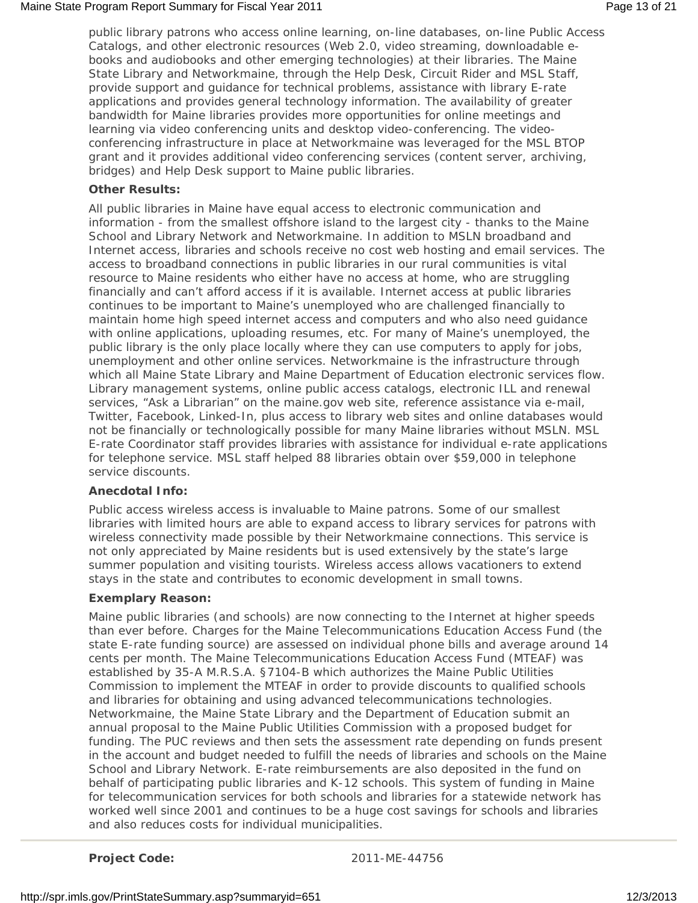public library patrons who access online learning, on-line databases, on-line Public Access Catalogs, and other electronic resources (Web 2.0, video streaming, downloadable e-books and audiobooks and other emerging technologies) at their libraries. The Maine State Library and Networkmaine, through the Help Desk, Circuit Rider and MSL Staff, provide support and guidance for technical problems, assistance with library E-rate applications and provides general technology information. The availability of greater bandwidth for Maine libraries provides more opportunities for online meetings and learning via video conferencing units and desktop video-conferencing. The video-conferencing infrastructure in place at Networkmaine was leveraged for the MSL BTOP grant and it provides additional video conferencing services (content server, archiving, bridges) and Help Desk support to Maine public libraries.

**Other Results:**

All public libraries in Maine have equal access to electronic communication and information - from the smallest offshore island to the largest city - thanks to the Maine School and Library Network and Networkmaine. In addition to MSLN broadband and Internet access, libraries and schools receive no cost web hosting and email services. The access to broadband connections in public libraries in our rural communities is vital resource to Maine residents who either have no access at home, who are struggling financially and can't afford access if it is available. Internet access at public libraries continues to be important to Maine's unemployed who are challenged financially to maintain home high speed internet access and computers and who also need guidance with online applications, uploading resumes, etc. For many of Maine's unemployed, the public library is the only place locally where they can use computers to apply for jobs, unemployment and other online services. Networkmaine is the infrastructure through which all Maine State Library and Maine Department of Education electronic services flow. Library management systems, online public access catalogs, electronic ILL and renewal services, "Ask a Librarian" on the maine.gov web site, reference assistance via e-mail, Twitter, Facebook, Linked-In, plus access to library web sites and online databases would not be financially or technologically possible for many Maine libraries without MSLN. MSL E-rate Coordinator staff provides libraries with assistance for individual e-rate applications for telephone service. MSL staff helped 88 libraries obtain over $59,000 in telephone service discounts.

**Anecdotal Info:**

Public access wireless access is invaluable to Maine patrons. Some of our smallest libraries with limited hours are able to expand access to library services for patrons with wireless connectivity made possible by their Networkmaine connections. This service is not only appreciated by Maine residents but is used extensively by the state's large summer population and visiting tourists. Wireless access allows vacationers to extend stays in the state and contributes to economic development in small towns.

**Exemplary Reason:**

Maine public libraries (and schools) are now connecting to the Internet at higher speeds than ever before. Charges for the Maine Telecommunications Education Access Fund (the state E-rate funding source) are assessed on individual phone bills and average around 14 cents per month. The Maine Telecommunications Education Access Fund (MTEAF) was established by 35-A M.R.S.A. §7104-B which authorizes the Maine Public Utilities Commission to implement the MTEAF in order to provide discounts to qualified schools and libraries for obtaining and using advanced telecommunications technologies. Networkmaine, the Maine State Library and the Department of Education submit an annual proposal to the Maine Public Utilities Commission with a proposed budget for funding. The PUC reviews and then sets the assessment rate depending on funds present in the account and budget needed to fulfill the needs of libraries and schools on the Maine School and Library Network. E-rate reimbursements are also deposited in the fund on behalf of participating public libraries and K-12 schools. This system of funding in Maine for telecommunication services for both schools and libraries for a statewide network has worked well since 2001 and continues to be a huge cost savings for schools and libraries and also reduces costs for individual municipalities.

**Project Code:** 2011-ME-44756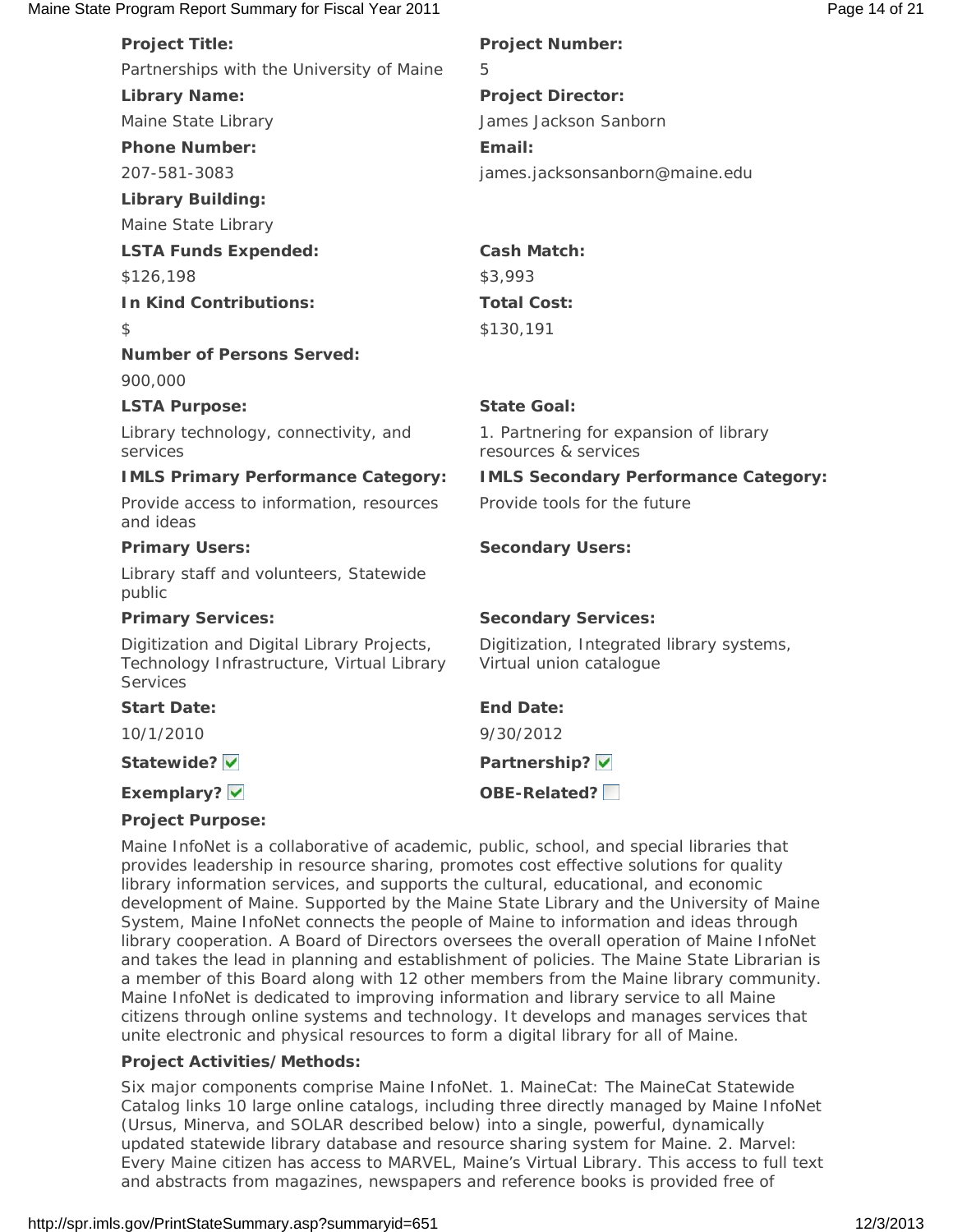**Project Title:**
Partnerships with the University of Maine

**Project Number:**
5

**Library Name:**
Maine State Library

**Project Director:**
James Jackson Sanborn

**Phone Number:**
207-581-3083

**Email:**
james.jacksonsanborn@maine.edu

**Library Building:**
Maine State Library

**LSTA Funds Expended:**
$126,198

**Cash Match:**
$3,993

**In Kind Contributions:**
$

**Total Cost:**
$130,191

**Number of Persons Served:**
900,000

**LSTA Purpose:**
Library technology, connectivity, and services

**State Goal:**
1. Partnering for expansion of library resources & services

**IMLS Primary Performance Category:**
Provide access to information, resources and ideas

**IMLS Secondary Performance Category:**
Provide tools for the future

**Primary Users:**
Library staff and volunteers, Statewide public

**Secondary Users:**

**Primary Services:**
Digitization and Digital Library Projects, Technology Infrastructure, Virtual Library Services

**Secondary Services:**
Digitization, Integrated library systems, Virtual union catalogue

**Start Date:**
10/1/2010

**End Date:**
9/30/2012

**Statewide?** ☑

**Partnership?** ☑

**Exemplary?** ☑

**OBE-Related?** ☐

**Project Purpose:**

Maine InfoNet is a collaborative of academic, public, school, and special libraries that provides leadership in resource sharing, promotes cost effective solutions for quality library information services, and supports the cultural, educational, and economic development of Maine. Supported by the Maine State Library and the University of Maine System, Maine InfoNet connects the people of Maine to information and ideas through library cooperation. A Board of Directors oversees the overall operation of Maine InfoNet and takes the lead in planning and establishment of policies. The Maine State Librarian is a member of this Board along with 12 other members from the Maine library community. Maine InfoNet is dedicated to improving information and library service to all Maine citizens through online systems and technology. It develops and manages services that unite electronic and physical resources to form a digital library for all of Maine.

**Project Activities/Methods:**

Six major components comprise Maine InfoNet. 1. MaineCat: The MaineCat Statewide Catalog links 10 large online catalogs, including three directly managed by Maine InfoNet (Ursus, Minerva, and SOLAR described below) into a single, powerful, dynamically updated statewide library database and resource sharing system for Maine. 2. Marvel: Every Maine citizen has access to MARVEL, Maine's Virtual Library. This access to full text and abstracts from magazines, newspapers and reference books is provided free of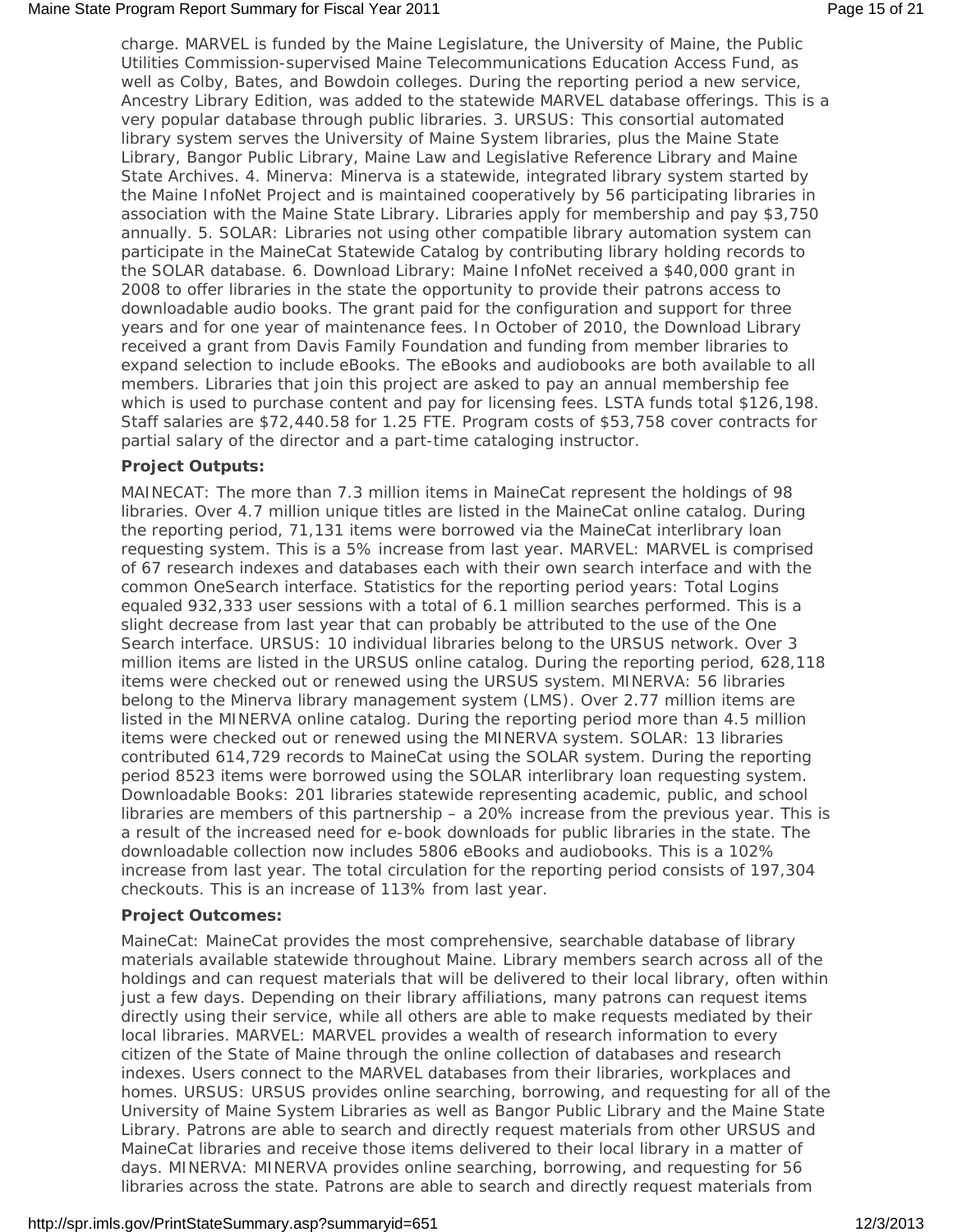charge. MARVEL is funded by the Maine Legislature, the University of Maine, the Public Utilities Commission-supervised Maine Telecommunications Education Access Fund, as well as Colby, Bates, and Bowdoin colleges. During the reporting period a new service, Ancestry Library Edition, was added to the statewide MARVEL database offerings. This is a very popular database through public libraries. 3. URSUS: This consortial automated library system serves the University of Maine System libraries, plus the Maine State Library, Bangor Public Library, Maine Law and Legislative Reference Library and Maine State Archives. 4. Minerva: Minerva is a statewide, integrated library system started by the Maine InfoNet Project and is maintained cooperatively by 56 participating libraries in association with the Maine State Library. Libraries apply for membership and pay $3,750 annually. 5. SOLAR: Libraries not using other compatible library automation system can participate in the MaineCat Statewide Catalog by contributing library holding records to the SOLAR database. 6. Download Library: Maine InfoNet received a $40,000 grant in 2008 to offer libraries in the state the opportunity to provide their patrons access to downloadable audio books. The grant paid for the configuration and support for three years and for one year of maintenance fees. In October of 2010, the Download Library received a grant from Davis Family Foundation and funding from member libraries to expand selection to include eBooks. The eBooks and audiobooks are both available to all members. Libraries that join this project are asked to pay an annual membership fee which is used to purchase content and pay for licensing fees. LSTA funds total $126,198. Staff salaries are $72,440.58 for 1.25 FTE. Program costs of $53,758 cover contracts for partial salary of the director and a part-time cataloging instructor.

**Project Outputs:**

MAINECAT: The more than 7.3 million items in MaineCat represent the holdings of 98 libraries. Over 4.7 million unique titles are listed in the MaineCat online catalog. During the reporting period, 71,131 items were borrowed via the MaineCat interlibrary loan requesting system. This is a 5% increase from last year. MARVEL: MARVEL is comprised of 67 research indexes and databases each with their own search interface and with the common OneSearch interface. Statistics for the reporting period years: Total Logins equaled 932,333 user sessions with a total of 6.1 million searches performed. This is a slight decrease from last year that can probably be attributed to the use of the One Search interface. URSUS: 10 individual libraries belong to the URSUS network. Over 3 million items are listed in the URSUS online catalog. During the reporting period, 628,118 items were checked out or renewed using the URSUS system. MINERVA: 56 libraries belong to the Minerva library management system (LMS). Over 2.77 million items are listed in the MINERVA online catalog. During the reporting period more than 4.5 million items were checked out or renewed using the MINERVA system. SOLAR: 13 libraries contributed 614,729 records to MaineCat using the SOLAR system. During the reporting period 8523 items were borrowed using the SOLAR interlibrary loan requesting system. Downloadable Books: 201 libraries statewide representing academic, public, and school libraries are members of this partnership – a 20% increase from the previous year. This is a result of the increased need for e-book downloads for public libraries in the state. The downloadable collection now includes 5806 eBooks and audiobooks. This is a 102% increase from last year. The total circulation for the reporting period consists of 197,304 checkouts. This is an increase of 113% from last year.

**Project Outcomes:**

MaineCat: MaineCat provides the most comprehensive, searchable database of library materials available statewide throughout Maine. Library members search across all of the holdings and can request materials that will be delivered to their local library, often within just a few days. Depending on their library affiliations, many patrons can request items directly using their service, while all others are able to make requests mediated by their local libraries. MARVEL: MARVEL provides a wealth of research information to every citizen of the State of Maine through the online collection of databases and research indexes. Users connect to the MARVEL databases from their libraries, workplaces and homes. URSUS: URSUS provides online searching, borrowing, and requesting for all of the University of Maine System Libraries as well as Bangor Public Library and the Maine State Library. Patrons are able to search and directly request materials from other URSUS and MaineCat libraries and receive those items delivered to their local library in a matter of days. MINERVA: MINERVA provides online searching, borrowing, and requesting for 56 libraries across the state. Patrons are able to search and directly request materials from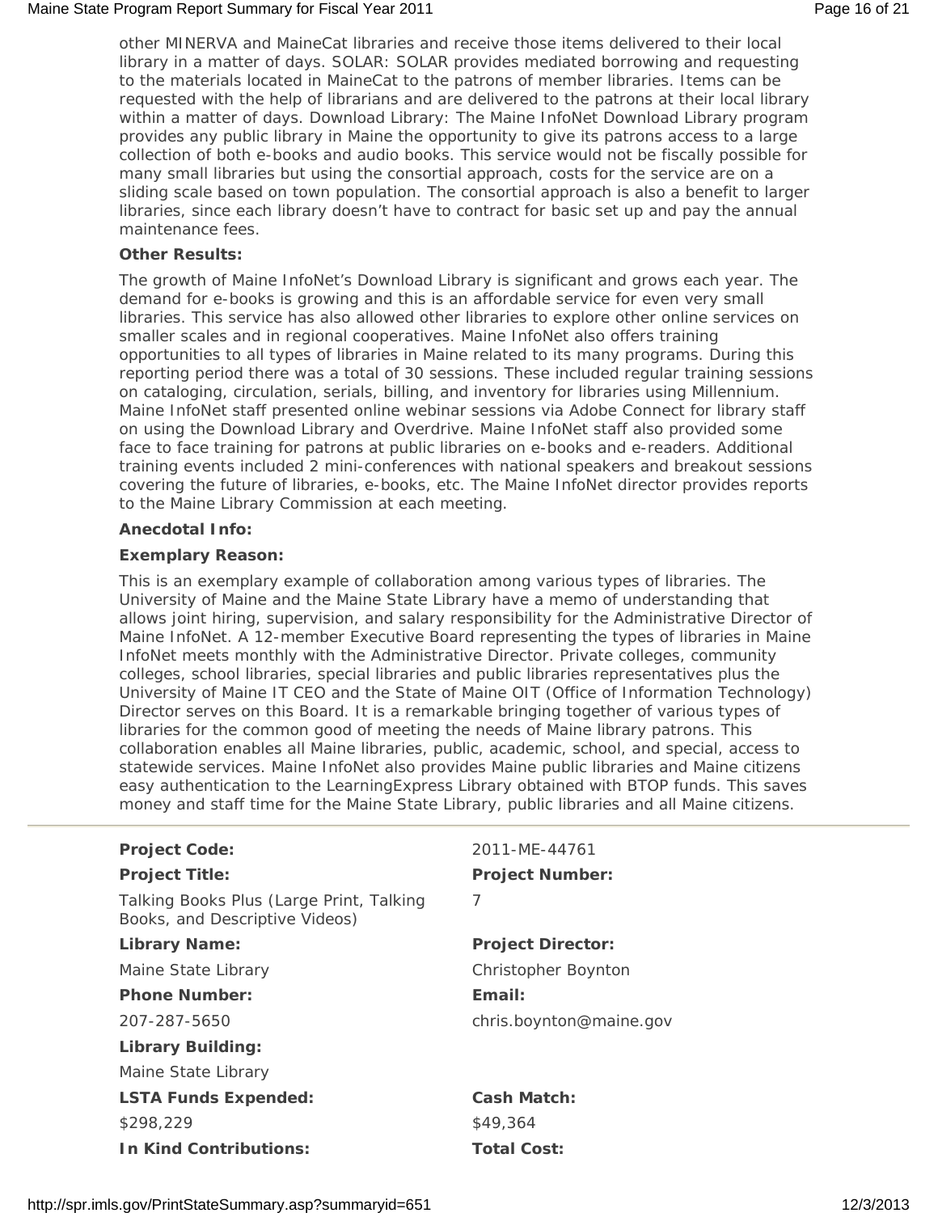other MINERVA and MaineCat libraries and receive those items delivered to their local library in a matter of days. SOLAR: SOLAR provides mediated borrowing and requesting to the materials located in MaineCat to the patrons of member libraries. Items can be requested with the help of librarians and are delivered to the patrons at their local library within a matter of days. Download Library: The Maine InfoNet Download Library program provides any public library in Maine the opportunity to give its patrons access to a large collection of both e-books and audio books. This service would not be fiscally possible for many small libraries but using the consortial approach, costs for the service are on a sliding scale based on town population. The consortial approach is also a benefit to larger libraries, since each library doesn't have to contract for basic set up and pay the annual maintenance fees.

**Other Results:**

The growth of Maine InfoNet's Download Library is significant and grows each year. The demand for e-books is growing and this is an affordable service for even very small libraries. This service has also allowed other libraries to explore other online services on smaller scales and in regional cooperatives. Maine InfoNet also offers training opportunities to all types of libraries in Maine related to its many programs. During this reporting period there was a total of 30 sessions. These included regular training sessions on cataloging, circulation, serials, billing, and inventory for libraries using Millennium. Maine InfoNet staff presented online webinar sessions via Adobe Connect for library staff on using the Download Library and Overdrive. Maine InfoNet staff also provided some face to face training for patrons at public libraries on e-books and e-readers. Additional training events included 2 mini-conferences with national speakers and breakout sessions covering the future of libraries, e-books, etc. The Maine InfoNet director provides reports to the Maine Library Commission at each meeting.

**Anecdotal Info:**

**Exemplary Reason:**

This is an exemplary example of collaboration among various types of libraries. The University of Maine and the Maine State Library have a memo of understanding that allows joint hiring, supervision, and salary responsibility for the Administrative Director of Maine InfoNet. A 12-member Executive Board representing the types of libraries in Maine InfoNet meets monthly with the Administrative Director. Private colleges, community colleges, school libraries, special libraries and public libraries representatives plus the University of Maine IT CEO and the State of Maine OIT (Office of Information Technology) Director serves on this Board. It is a remarkable bringing together of various types of libraries for the common good of meeting the needs of Maine library patrons. This collaboration enables all Maine libraries, public, academic, school, and special, access to statewide services. Maine InfoNet also provides Maine public libraries and Maine citizens easy authentication to the LearningExpress Library obtained with BTOP funds. This saves money and staff time for the Maine State Library, public libraries and all Maine citizens.

---

**Project Code:** 2011-ME-44761

**Project Title:** Talking Books Plus (Large Print, Talking Books, and Descriptive Videos)

**Project Number:** 7

**Library Name:** Maine State Library

**Project Director:** Christopher Boynton

**Phone Number:** 207-287-5650

**Email:** chris.boynton@maine.gov

**Library Building:** Maine State Library

**LSTA Funds Expended:** $298,229

**Cash Match:** $49,364

**In Kind Contributions:**

**Total Cost:**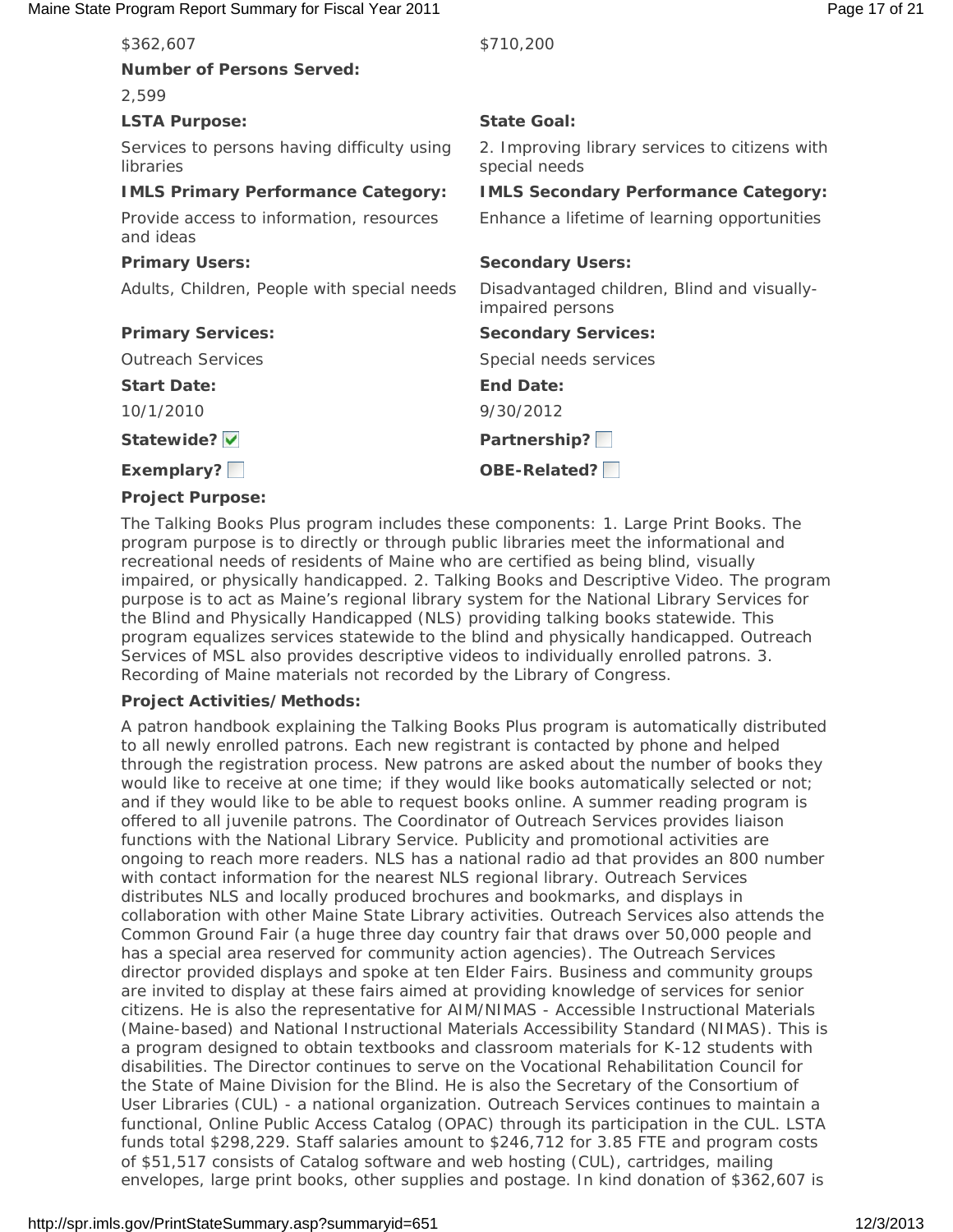| | |
|---|---|
| $362,607 | $710,200 |
| **Number of Persons Served:** | |
| 2,599 | |
| **LSTA Purpose:** | **State Goal:** |
| Services to persons having difficulty using libraries | 2. Improving library services to citizens with special needs |
| **IMLS Primary Performance Category:** | **IMLS Secondary Performance Category:** |
| Provide access to information, resources and ideas | Enhance a lifetime of learning opportunities |
| **Primary Users:** | **Secondary Users:** |
| Adults, Children, People with special needs | Disadvantaged children, Blind and visually-impaired persons |
| **Primary Services:** | **Secondary Services:** |
| Outreach Services | Special needs services |
| **Start Date:** | **End Date:** |
| 10/1/2010 | 9/30/2012 |
| **Statewide?** ☑ | **Partnership?** ☐ |
| **Exemplary?** ☐ | **OBE-Related?** ☐ |

**Project Purpose:**

The Talking Books Plus program includes these components: 1. Large Print Books. The program purpose is to directly or through public libraries meet the informational and recreational needs of residents of Maine who are certified as being blind, visually impaired, or physically handicapped. 2. Talking Books and Descriptive Video. The program purpose is to act as Maine's regional library system for the National Library Services for the Blind and Physically Handicapped (NLS) providing talking books statewide. This program equalizes services statewide to the blind and physically handicapped. Outreach Services of MSL also provides descriptive videos to individually enrolled patrons. 3. Recording of Maine materials not recorded by the Library of Congress.

**Project Activities/Methods:**

A patron handbook explaining the Talking Books Plus program is automatically distributed to all newly enrolled patrons. Each new registrant is contacted by phone and helped through the registration process. New patrons are asked about the number of books they would like to receive at one time; if they would like books automatically selected or not; and if they would like to be able to request books online. A summer reading program is offered to all juvenile patrons. The Coordinator of Outreach Services provides liaison functions with the National Library Service. Publicity and promotional activities are ongoing to reach more readers. NLS has a national radio ad that provides an 800 number with contact information for the nearest NLS regional library. Outreach Services distributes NLS and locally produced brochures and bookmarks, and displays in collaboration with other Maine State Library activities. Outreach Services also attends the Common Ground Fair (a huge three day country fair that draws over 50,000 people and has a special area reserved for community action agencies). The Outreach Services director provided displays and spoke at ten Elder Fairs. Business and community groups are invited to display at these fairs aimed at providing knowledge of services for senior citizens. He is also the representative for AIM/NIMAS - Accessible Instructional Materials (Maine-based) and National Instructional Materials Accessibility Standard (NIMAS). This is a program designed to obtain textbooks and classroom materials for K-12 students with disabilities. The Director continues to serve on the Vocational Rehabilitation Council for the State of Maine Division for the Blind. He is also the Secretary of the Consortium of User Libraries (CUL) - a national organization. Outreach Services continues to maintain a functional, Online Public Access Catalog (OPAC) through its participation in the CUL. LSTA funds total $298,229. Staff salaries amount to $246,712 for 3.85 FTE and program costs of $51,517 consists of Catalog software and web hosting (CUL), cartridges, mailing envelopes, large print books, other supplies and postage. In kind donation of $362,607 is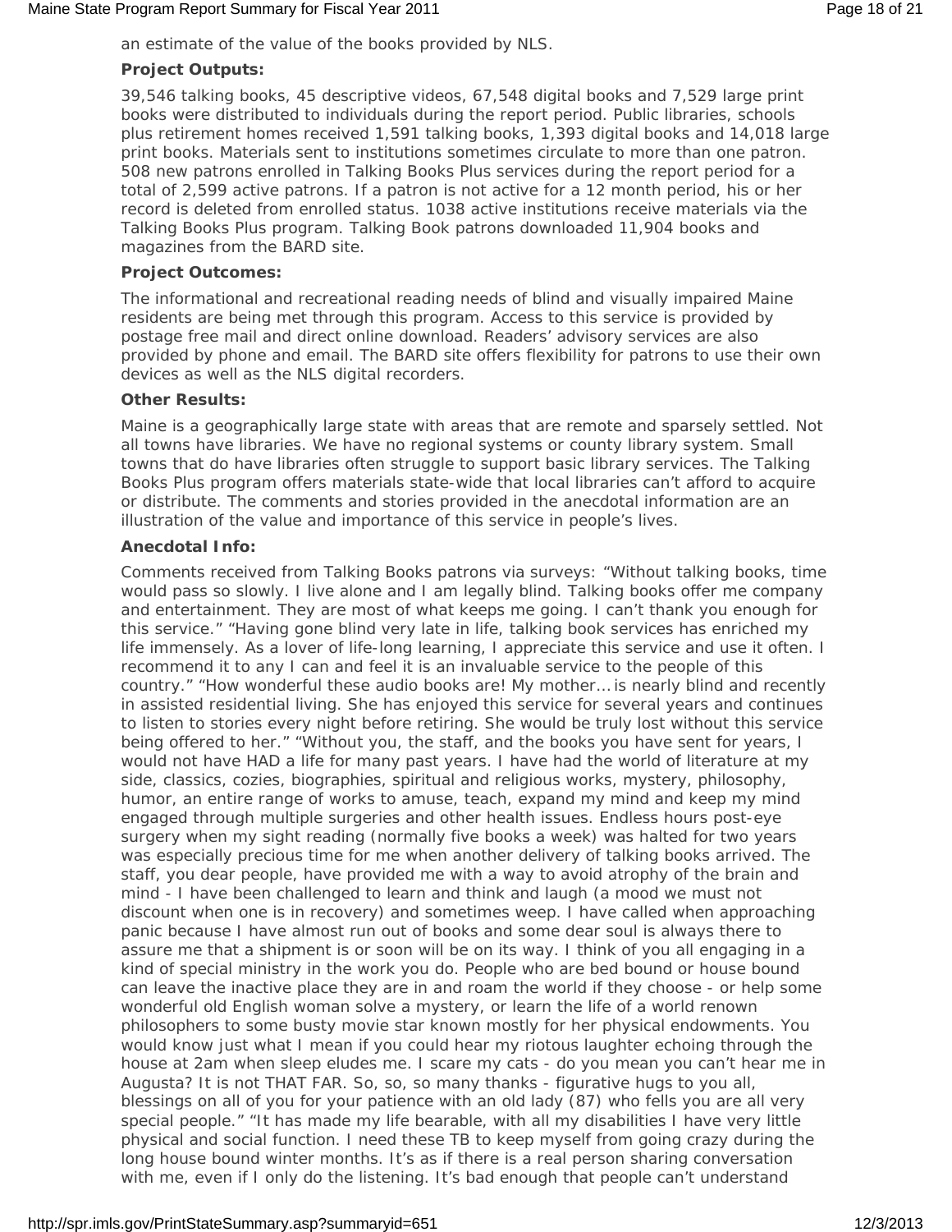an estimate of the value of the books provided by NLS.

**Project Outputs:**

39,546 talking books, 45 descriptive videos, 67,548 digital books and 7,529 large print books were distributed to individuals during the report period. Public libraries, schools plus retirement homes received 1,591 talking books, 1,393 digital books and 14,018 large print books. Materials sent to institutions sometimes circulate to more than one patron. 508 new patrons enrolled in Talking Books Plus services during the report period for a total of 2,599 active patrons. If a patron is not active for a 12 month period, his or her record is deleted from enrolled status. 1038 active institutions receive materials via the Talking Books Plus program. Talking Book patrons downloaded 11,904 books and magazines from the BARD site.

**Project Outcomes:**

The informational and recreational reading needs of blind and visually impaired Maine residents are being met through this program. Access to this service is provided by postage free mail and direct online download. Readers' advisory services are also provided by phone and email. The BARD site offers flexibility for patrons to use their own devices as well as the NLS digital recorders.

**Other Results:**

Maine is a geographically large state with areas that are remote and sparsely settled. Not all towns have libraries. We have no regional systems or county library system. Small towns that do have libraries often struggle to support basic library services. The Talking Books Plus program offers materials state-wide that local libraries can't afford to acquire or distribute. The comments and stories provided in the anecdotal information are an illustration of the value and importance of this service in people's lives.

**Anecdotal Info:**

Comments received from Talking Books patrons via surveys: "Without talking books, time would pass so slowly. I live alone and I am legally blind. Talking books offer me company and entertainment. They are most of what keeps me going. I can't thank you enough for this service." "Having gone blind very late in life, talking book services has enriched my life immensely. As a lover of life-long learning, I appreciate this service and use it often. I recommend it to any I can and feel it is an invaluable service to the people of this country." "How wonderful these audio books are! My mother… is nearly blind and recently in assisted residential living. She has enjoyed this service for several years and continues to listen to stories every night before retiring. She would be truly lost without this service being offered to her." "Without you, the staff, and the books you have sent for years, I would not have HAD a life for many past years. I have had the world of literature at my side, classics, cozies, biographies, spiritual and religious works, mystery, philosophy, humor, an entire range of works to amuse, teach, expand my mind and keep my mind engaged through multiple surgeries and other health issues. Endless hours post-eye surgery when my sight reading (normally five books a week) was halted for two years was especially precious time for me when another delivery of talking books arrived. The staff, you dear people, have provided me with a way to avoid atrophy of the brain and mind - I have been challenged to learn and think and laugh (a mood we must not discount when one is in recovery) and sometimes weep. I have called when approaching panic because I have almost run out of books and some dear soul is always there to assure me that a shipment is or soon will be on its way. I think of you all engaging in a kind of special ministry in the work you do. People who are bed bound or house bound can leave the inactive place they are in and roam the world if they choose - or help some wonderful old English woman solve a mystery, or learn the life of a world renown philosophers to some busty movie star known mostly for her physical endowments. You would know just what I mean if you could hear my riotous laughter echoing through the house at 2am when sleep eludes me. I scare my cats - do you mean you can't hear me in Augusta? It is not THAT FAR. So, so, so many thanks - figurative hugs to you all, blessings on all of you for your patience with an old lady (87) who fells you are all very special people." "It has made my life bearable, with all my disabilities I have very little physical and social function. I need these TB to keep myself from going crazy during the long house bound winter months. It's as if there is a real person sharing conversation with me, even if I only do the listening. It's bad enough that people can't understand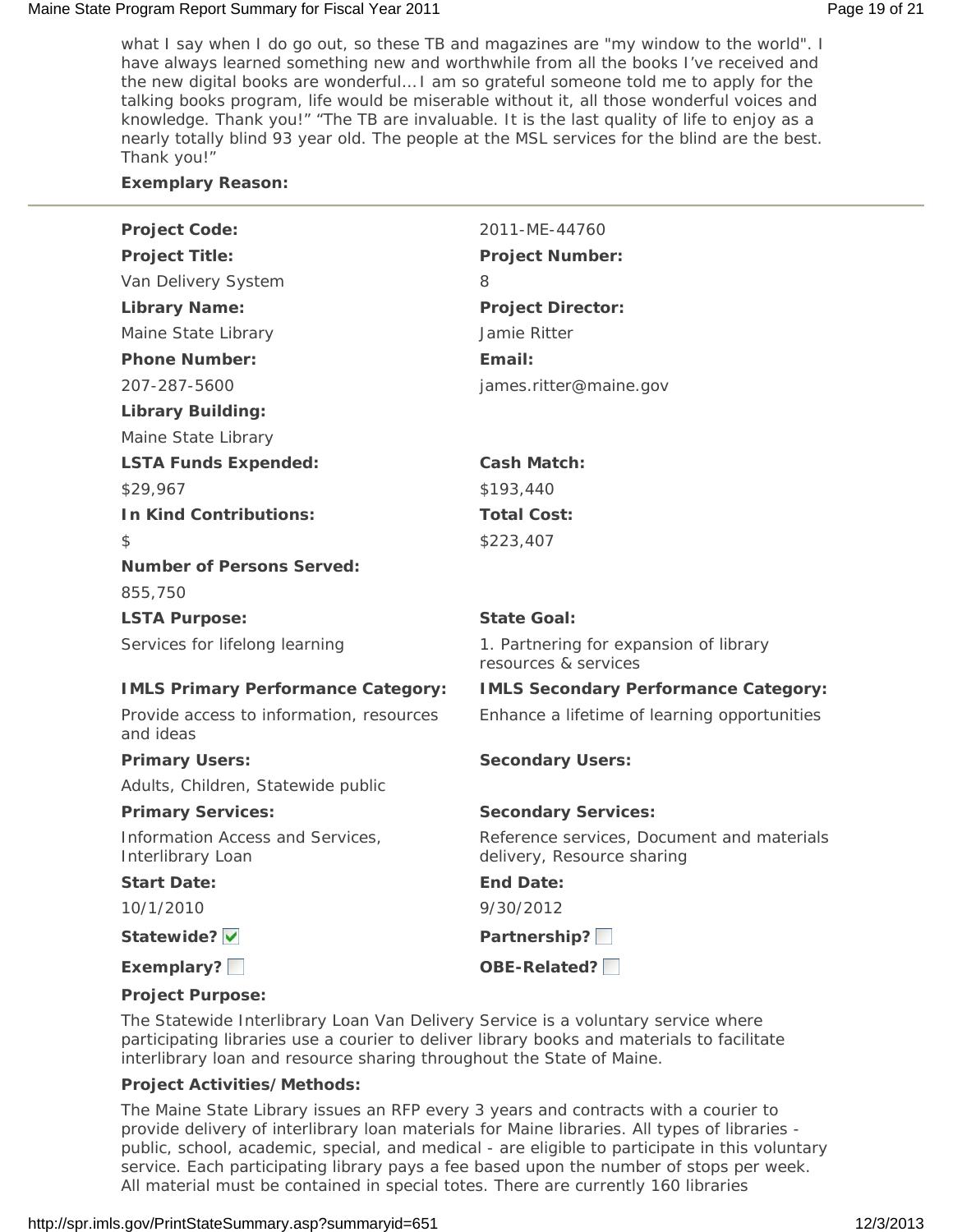what I say when I do go out, so these TB and magazines are "my window to the world". I have always learned something new and worthwhile from all the books I've received and the new digital books are wonderful… I am so grateful someone told me to apply for the talking books program, life would be miserable without it, all those wonderful voices and knowledge. Thank you!" "The TB are invaluable. It is the last quality of life to enjoy as a nearly totally blind 93 year old. The people at the MSL services for the blind are the best. Thank you!"

**Exemplary Reason:**

---

**Project Code:** 2011-ME-44760

**Project Title:** Van Delivery System

**Project Number:** 8

**Library Name:** Maine State Library

**Project Director:** Jamie Ritter

**Phone Number:** 207-287-5600

**Email:** james.ritter@maine.gov

**Library Building:** Maine State Library

**LSTA Funds Expended:** $29,967

**Cash Match:** $193,440

**In Kind Contributions:** $

**Total Cost:** $223,407

**Number of Persons Served:** 855,750

**LSTA Purpose:** Services for lifelong learning

**State Goal:** 1. Partnering for expansion of library resources & services

**IMLS Primary Performance Category:** Provide access to information, resources and ideas

**IMLS Secondary Performance Category:** Enhance a lifetime of learning opportunities

**Primary Users:** Adults, Children, Statewide public

**Secondary Users:**

**Primary Services:** Information Access and Services, Interlibrary Loan

**Secondary Services:** Reference services, Document and materials delivery, Resource sharing

**Start Date:** 10/1/2010

**End Date:** 9/30/2012

**Statewide?** ☑

**Partnership?** ☐

**Exemplary?** ☐

**OBE-Related?** ☐

**Project Purpose:**

The Statewide Interlibrary Loan Van Delivery Service is a voluntary service where participating libraries use a courier to deliver library books and materials to facilitate interlibrary loan and resource sharing throughout the State of Maine.

**Project Activities/Methods:**

The Maine State Library issues an RFP every 3 years and contracts with a courier to provide delivery of interlibrary loan materials for Maine libraries. All types of libraries - public, school, academic, special, and medical - are eligible to participate in this voluntary service. Each participating library pays a fee based upon the number of stops per week. All material must be contained in special totes. There are currently 160 libraries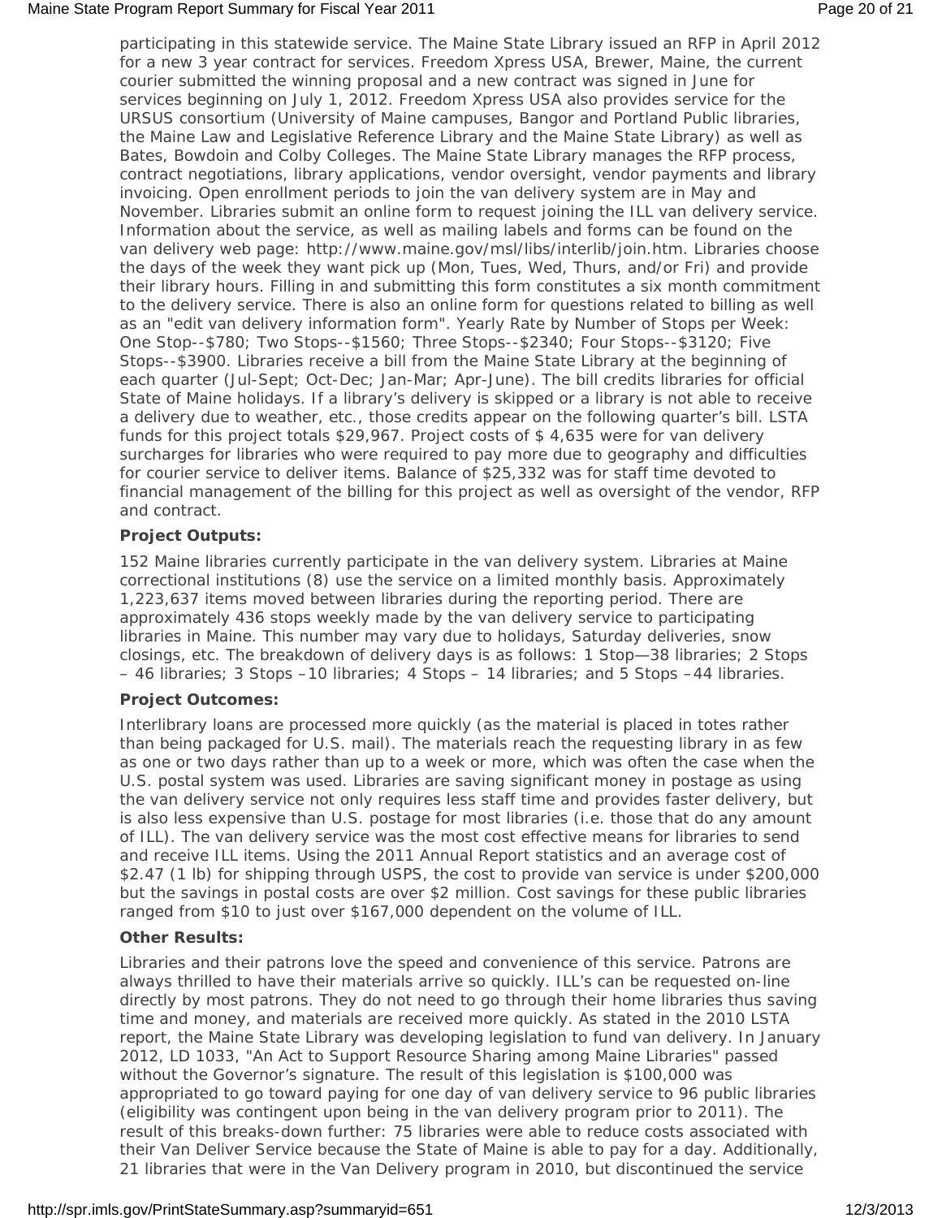participating in this statewide service. The Maine State Library issued an RFP in April 2012 for a new 3 year contract for services. Freedom Xpress USA, Brewer, Maine, the current courier submitted the winning proposal and a new contract was signed in June for services beginning on July 1, 2012. Freedom Xpress USA also provides service for the URSUS consortium (University of Maine campuses, Bangor and Portland Public libraries, the Maine Law and Legislative Reference Library and the Maine State Library) as well as Bates, Bowdoin and Colby Colleges. The Maine State Library manages the RFP process, contract negotiations, library applications, vendor oversight, vendor payments and library invoicing. Open enrollment periods to join the van delivery system are in May and November. Libraries submit an online form to request joining the ILL van delivery service. Information about the service, as well as mailing labels and forms can be found on the van delivery web page: http://www.maine.gov/msl/libs/interlib/join.htm. Libraries choose the days of the week they want pick up (Mon, Tues, Wed, Thurs, and/or Fri) and provide their library hours. Filling in and submitting this form constitutes a six month commitment to the delivery service. There is also an online form for questions related to billing as well as an "edit van delivery information form". Yearly Rate by Number of Stops per Week: One Stop--$780; Two Stops--$1560; Three Stops--$2340; Four Stops--$3120; Five Stops--$3900. Libraries receive a bill from the Maine State Library at the beginning of each quarter (Jul-Sept; Oct-Dec; Jan-Mar; Apr-June). The bill credits libraries for official State of Maine holidays. If a library's delivery is skipped or a library is not able to receive a delivery due to weather, etc., those credits appear on the following quarter's bill. LSTA funds for this project totals $29,967. Project costs of $ 4,635 were for van delivery surcharges for libraries who were required to pay more due to geography and difficulties for courier service to deliver items. Balance of $25,332 was for staff time devoted to financial management of the billing for this project as well as oversight of the vendor, RFP and contract.

**Project Outputs:**

152 Maine libraries currently participate in the van delivery system. Libraries at Maine correctional institutions (8) use the service on a limited monthly basis. Approximately 1,223,637 items moved between libraries during the reporting period. There are approximately 436 stops weekly made by the van delivery service to participating libraries in Maine. This number may vary due to holidays, Saturday deliveries, snow closings, etc. The breakdown of delivery days is as follows: 1 Stop—38 libraries; 2 Stops – 46 libraries; 3 Stops –10 libraries; 4 Stops – 14 libraries; and 5 Stops –44 libraries.

**Project Outcomes:**

Interlibrary loans are processed more quickly (as the material is placed in totes rather than being packaged for U.S. mail). The materials reach the requesting library in as few as one or two days rather than up to a week or more, which was often the case when the U.S. postal system was used. Libraries are saving significant money in postage as using the van delivery service not only requires less staff time and provides faster delivery, but is also less expensive than U.S. postage for most libraries (i.e. those that do any amount of ILL). The van delivery service was the most cost effective means for libraries to send and receive ILL items. Using the 2011 Annual Report statistics and an average cost of $2.47 (1 lb) for shipping through USPS, the cost to provide van service is under $200,000 but the savings in postal costs are over $2 million. Cost savings for these public libraries ranged from $10 to just over $167,000 dependent on the volume of ILL.

**Other Results:**

Libraries and their patrons love the speed and convenience of this service. Patrons are always thrilled to have their materials arrive so quickly. ILL's can be requested on-line directly by most patrons. They do not need to go through their home libraries thus saving time and money, and materials are received more quickly. As stated in the 2010 LSTA report, the Maine State Library was developing legislation to fund van delivery. In January 2012, LD 1033, "An Act to Support Resource Sharing among Maine Libraries" passed without the Governor's signature. The result of this legislation is $100,000 was appropriated to go toward paying for one day of van delivery service to 96 public libraries (eligibility was contingent upon being in the van delivery program prior to 2011). The result of this breaks-down further: 75 libraries were able to reduce costs associated with their Van Deliver Service because the State of Maine is able to pay for a day. Additionally, 21 libraries that were in the Van Delivery program in 2010, but discontinued the service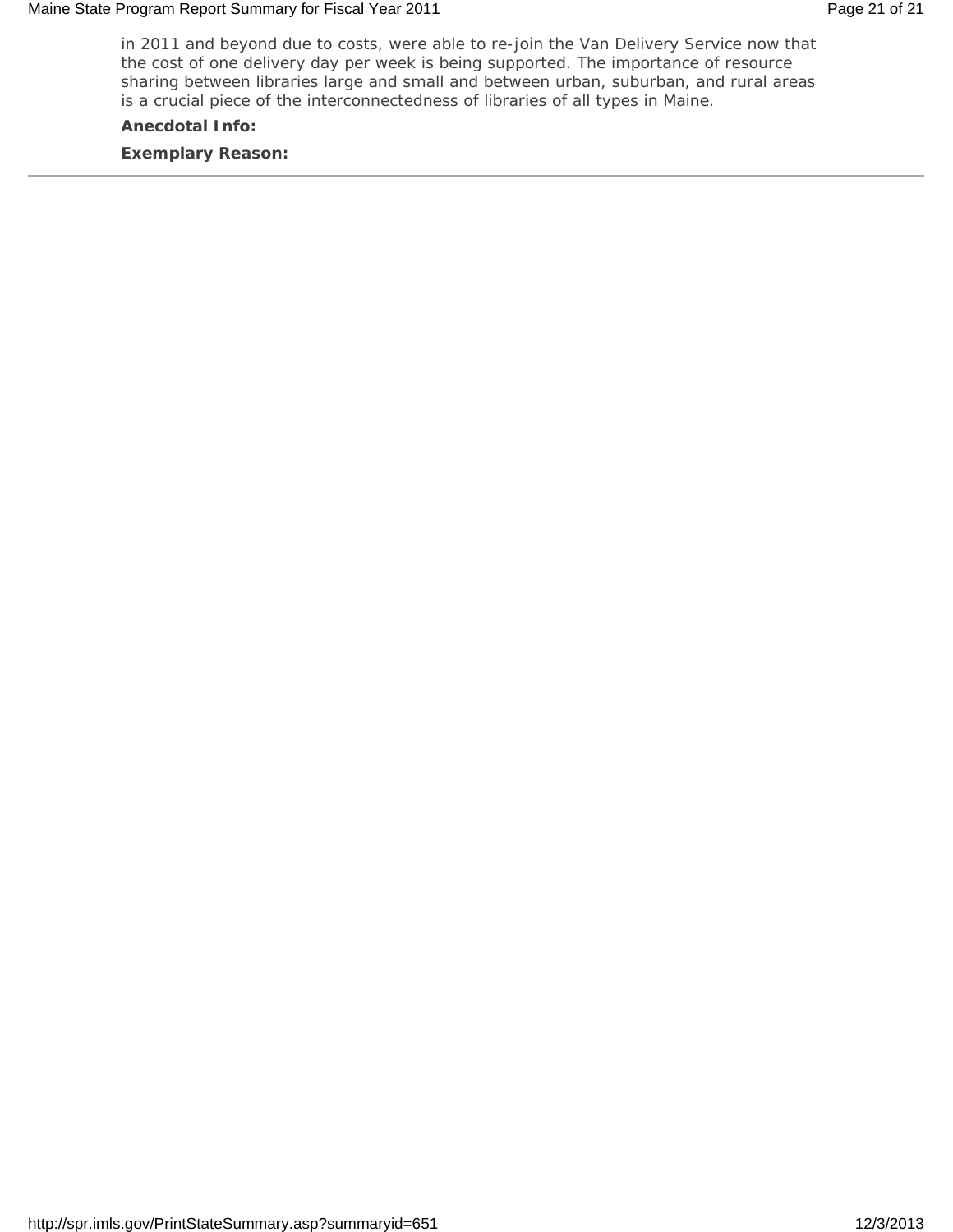in 2011 and beyond due to costs, were able to re-join the Van Delivery Service now that the cost of one delivery day per week is being supported. The importance of resource sharing between libraries large and small and between urban, suburban, and rural areas is a crucial piece of the interconnectedness of libraries of all types in Maine.

**Anecdotal Info:**

**Exemplary Reason:**